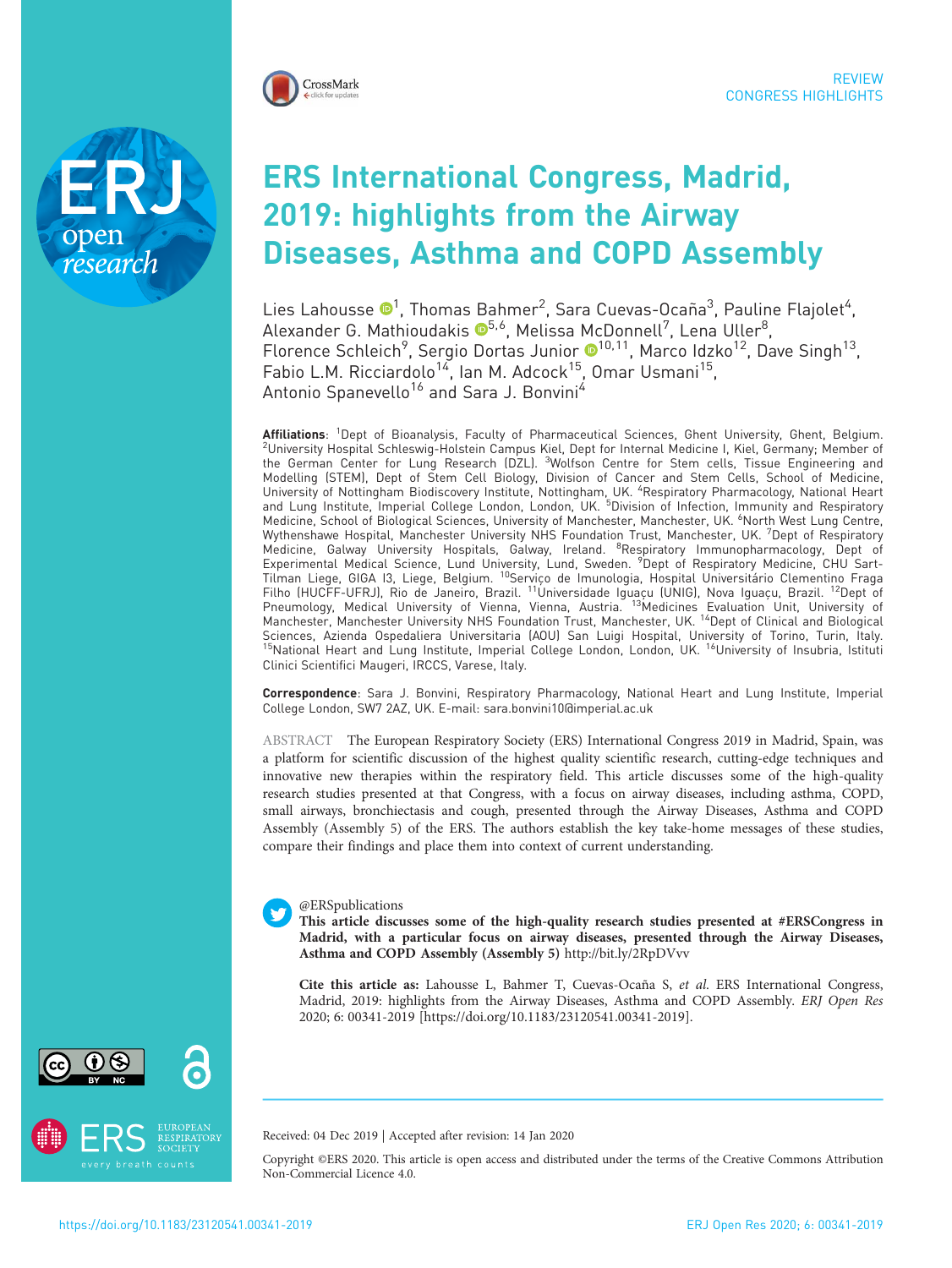REVIEW
CONGRESS HIGHLIGHTS

# ERS International Congress, Madrid, 2019: highlights from the Airway Diseases, Asthma and COPD Assembly

Lies Lahousse [1], Thomas Bahmer [2], Sara Cuevas-Ocaña [3], Pauline Flajolet [4], Alexander G. Mathioudakis [5,6], Melissa McDonnell [7], Lena Uller [8], Florence Schleich [9], Sergio Dortas Junior [10,11], Marco Idzko [12], Dave Singh [13], Fabio L.M. Ricciardolo [14], Ian M. Adcock [15], Omar Usmani [15], Antonio Spanevello [16] and Sara J. Bonvini [4]

**Affiliations**: [1]Dept of Bioanalysis, Faculty of Pharmaceutical Sciences, Ghent University, Ghent, Belgium. [2]University Hospital Schleswig-Holstein Campus Kiel, Dept for Internal Medicine I, Kiel, Germany; Member of the German Center for Lung Research (DZL). [3]Wolfson Centre for Stem cells, Tissue Engineering and Modelling (STEM), Dept of Stem Cell Biology, Division of Cancer and Stem Cells, School of Medicine, University of Nottingham Biodiscovery Institute, Nottingham, UK. [4]Respiratory Pharmacology, National Heart and Lung Institute, Imperial College London, London, UK. [5]Division of Infection, Immunity and Respiratory Medicine, School of Biological Sciences, University of Manchester, Manchester, UK. [6]North West Lung Centre, Wythenshawe Hospital, Manchester University NHS Foundation Trust, Manchester, UK. [7]Dept of Respiratory Medicine, Galway University Hospitals, Galway, Ireland. [8]Respiratory Immunopharmacology, Dept of Experimental Medical Science, Lund University, Lund, Sweden. [9]Dept of Respiratory Medicine, CHU Sart-Tilman Liege, GIGA I3, Liege, Belgium. [10]Serviço de Imunologia, Hospital Universitário Clementino Fraga Filho (HUCFF-UFRJ), Rio de Janeiro, Brazil. [11]Universidade Iguaçu (UNIG), Nova Iguaçu, Brazil. [12]Dept of Pneumology, Medical University of Vienna, Vienna, Austria. [13]Medicines Evaluation Unit, University of Manchester, Manchester University NHS Foundation Trust, Manchester, UK. [14]Dept of Clinical and Biological Sciences, Azienda Ospedaliera Universitaria (AOU) San Luigi Hospital, University of Torino, Turin, Italy. [15]National Heart and Lung Institute, Imperial College London, London, UK. [16]University of Insubria, Istituti Clinici Scientifici Maugeri, IRCCS, Varese, Italy.

**Correspondence**: Sara J. Bonvini, Respiratory Pharmacology, National Heart and Lung Institute, Imperial College London, SW7 2AZ, UK. E-mail: sara.bonvini10@imperial.ac.uk

ABSTRACT The European Respiratory Society (ERS) International Congress 2019 in Madrid, Spain, was a platform for scientific discussion of the highest quality scientific research, cutting-edge techniques and innovative new therapies within the respiratory field. This article discusses some of the high-quality research studies presented at that Congress, with a focus on airway diseases, including asthma, COPD, small airways, bronchiectasis and cough, presented through the Airway Diseases, Asthma and COPD Assembly (Assembly 5) of the ERS. The authors establish the key take-home messages of these studies, compare their findings and place them into context of current understanding.

@ERSpublications
**This article discusses some of the high-quality research studies presented at #ERSCongress in Madrid, with a particular focus on airway diseases, presented through the Airway Diseases, Asthma and COPD Assembly (Assembly 5)** http://bit.ly/2RpDVvv

**Cite this article as:** Lahousse L, Bahmer T, Cuevas-Ocaña S, *et al.* ERS International Congress, Madrid, 2019: highlights from the Airway Diseases, Asthma and COPD Assembly. *ERJ Open Res* 2020; 6: 00341-2019 [https://doi.org/10.1183/23120541.00341-2019].

Received: 04 Dec 2019 | Accepted after revision: 14 Jan 2020

Copyright ©ERS 2020. This article is open access and distributed under the terms of the Creative Commons Attribution Non-Commercial Licence 4.0.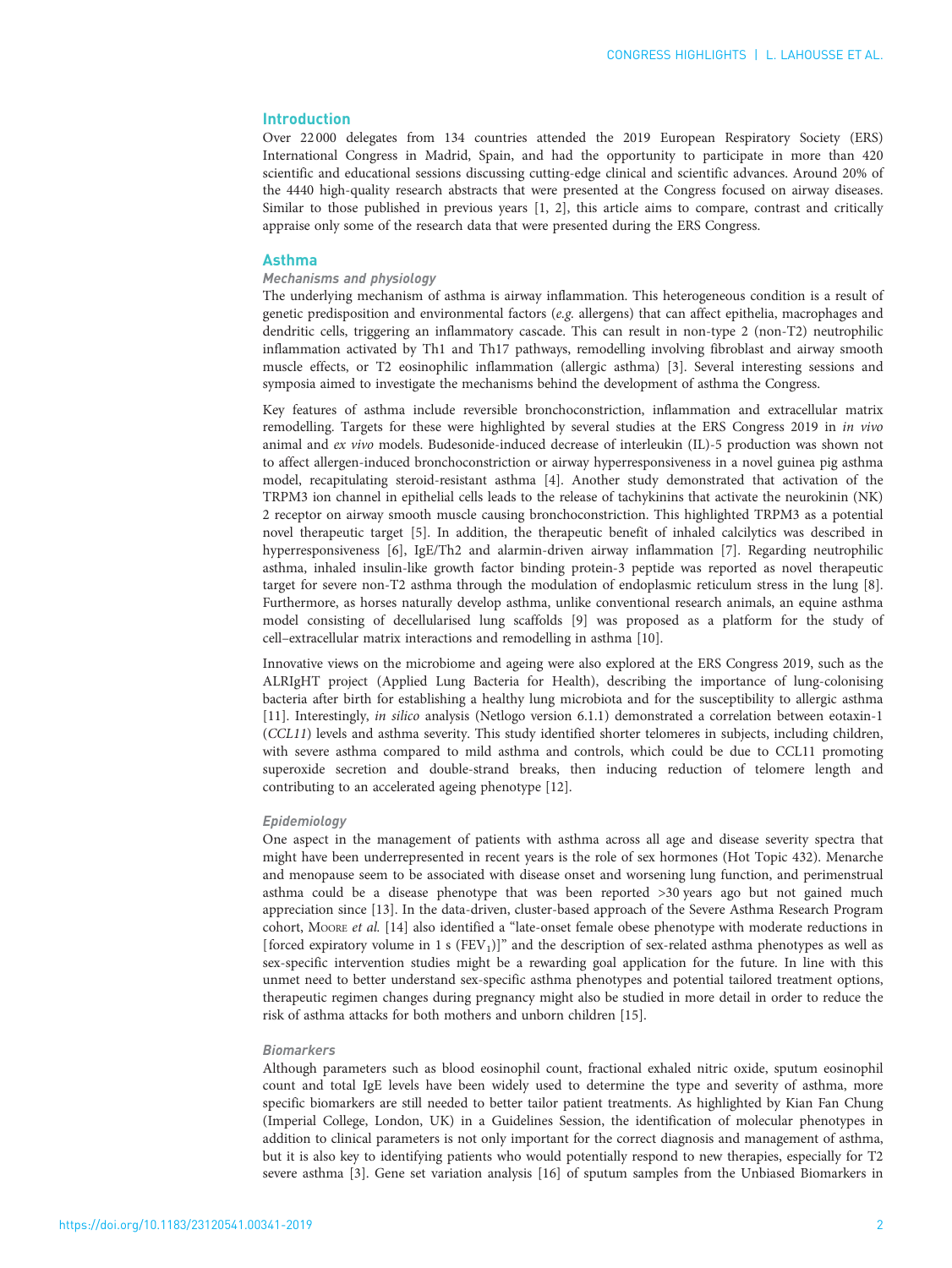## Introduction

Over 22 000 delegates from 134 countries attended the 2019 European Respiratory Society (ERS) International Congress in Madrid, Spain, and had the opportunity to participate in more than 420 scientific and educational sessions discussing cutting-edge clinical and scientific advances. Around 20% of the 4440 high-quality research abstracts that were presented at the Congress focused on airway diseases. Similar to those published in previous years [1, 2], this article aims to compare, contrast and critically appraise only some of the research data that were presented during the ERS Congress.

## Asthma

### Mechanisms and physiology

The underlying mechanism of asthma is airway inflammation. This heterogeneous condition is a result of genetic predisposition and environmental factors (*e.g.* allergens) that can affect epithelia, macrophages and dendritic cells, triggering an inflammatory cascade. This can result in non-type 2 (non-T2) neutrophilic inflammation activated by Th1 and Th17 pathways, remodelling involving fibroblast and airway smooth muscle effects, or T2 eosinophilic inflammation (allergic asthma) [3]. Several interesting sessions and symposia aimed to investigate the mechanisms behind the development of asthma the Congress.

Key features of asthma include reversible bronchoconstriction, inflammation and extracellular matrix remodelling. Targets for these were highlighted by several studies at the ERS Congress 2019 in *in vivo* animal and *ex vivo* models. Budesonide-induced decrease of interleukin (IL)-5 production was shown not to affect allergen-induced bronchoconstriction or airway hyperresponsiveness in a novel guinea pig asthma model, recapitulating steroid-resistant asthma [4]. Another study demonstrated that activation of the TRPM3 ion channel in epithelial cells leads to the release of tachykinins that activate the neurokinin (NK) 2 receptor on airway smooth muscle causing bronchoconstriction. This highlighted TRPM3 as a potential novel therapeutic target [5]. In addition, the therapeutic benefit of inhaled calcilytics was described in hyperresponsiveness [6], IgE/Th2 and alarmin-driven airway inflammation [7]. Regarding neutrophilic asthma, inhaled insulin-like growth factor binding protein-3 peptide was reported as novel therapeutic target for severe non-T2 asthma through the modulation of endoplasmic reticulum stress in the lung [8]. Furthermore, as horses naturally develop asthma, unlike conventional research animals, an equine asthma model consisting of decellularised lung scaffolds [9] was proposed as a platform for the study of cell–extracellular matrix interactions and remodelling in asthma [10].

Innovative views on the microbiome and ageing were also explored at the ERS Congress 2019, such as the ALRIgHT project (Applied Lung Bacteria for Health), describing the importance of lung-colonising bacteria after birth for establishing a healthy lung microbiota and for the susceptibility to allergic asthma [11]. Interestingly, *in silico* analysis (Netlogo version 6.1.1) demonstrated a correlation between eotaxin-1 (*CCL11*) levels and asthma severity. This study identified shorter telomeres in subjects, including children, with severe asthma compared to mild asthma and controls, which could be due to CCL11 promoting superoxide secretion and double-strand breaks, then inducing reduction of telomere length and contributing to an accelerated ageing phenotype [12].

### Epidemiology

One aspect in the management of patients with asthma across all age and disease severity spectra that might have been underrepresented in recent years is the role of sex hormones (Hot Topic 432). Menarche and menopause seem to be associated with disease onset and worsening lung function, and perimenstrual asthma could be a disease phenotype that was been reported >30 years ago but not gained much appreciation since [13]. In the data-driven, cluster-based approach of the Severe Asthma Research Program cohort, Moore *et al.* [14] also identified a "late-onset female obese phenotype with moderate reductions in [forced expiratory volume in 1 s ($FEV_1$)]" and the description of sex-related asthma phenotypes as well as sex-specific intervention studies might be a rewarding goal application for the future. In line with this unmet need to better understand sex-specific asthma phenotypes and potential tailored treatment options, therapeutic regimen changes during pregnancy might also be studied in more detail in order to reduce the risk of asthma attacks for both mothers and unborn children [15].

### Biomarkers

Although parameters such as blood eosinophil count, fractional exhaled nitric oxide, sputum eosinophil count and total IgE levels have been widely used to determine the type and severity of asthma, more specific biomarkers are still needed to better tailor patient treatments. As highlighted by Kian Fan Chung (Imperial College, London, UK) in a Guidelines Session, the identification of molecular phenotypes in addition to clinical parameters is not only important for the correct diagnosis and management of asthma, but it is also key to identifying patients who would potentially respond to new therapies, especially for T2 severe asthma [3]. Gene set variation analysis [16] of sputum samples from the Unbiased Biomarkers in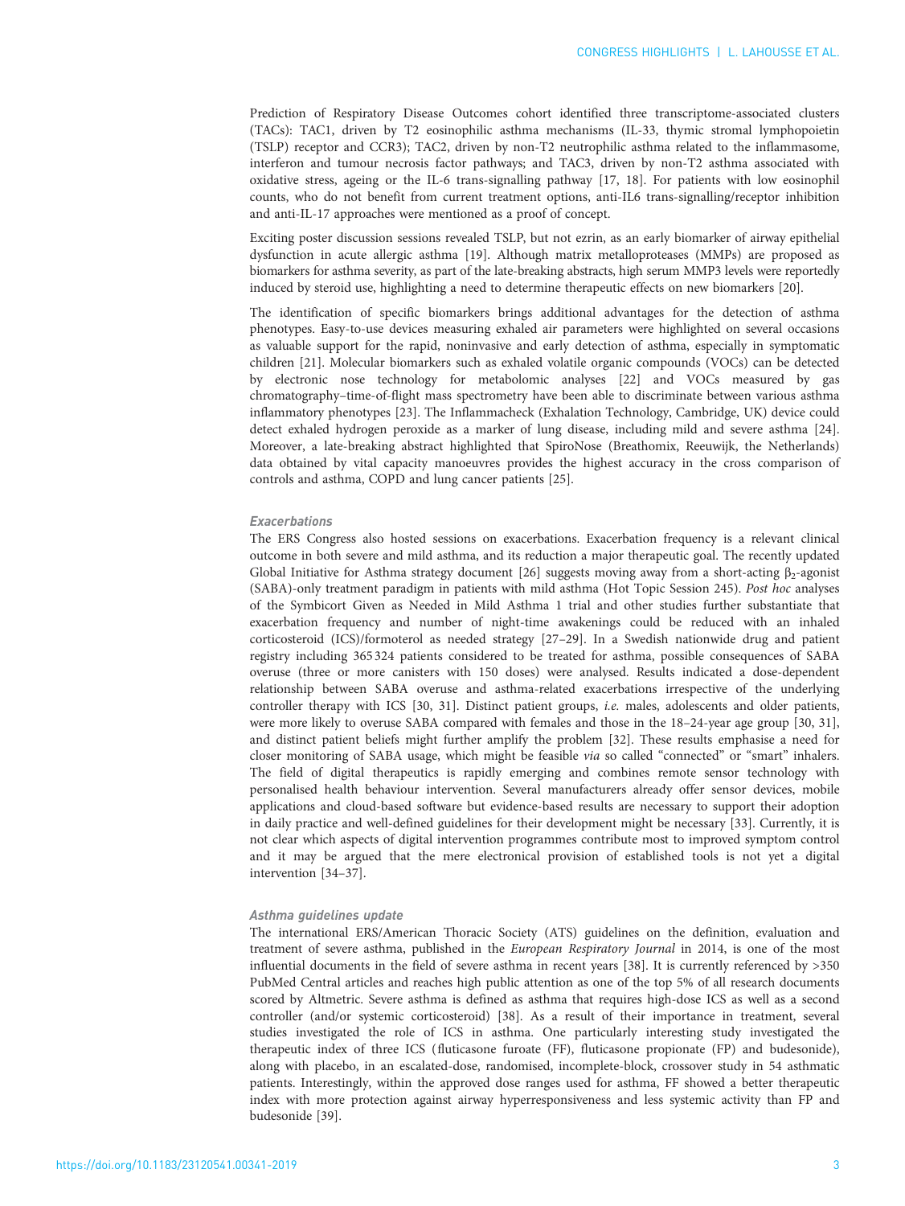Prediction of Respiratory Disease Outcomes cohort identified three transcriptome-associated clusters (TACs): TAC1, driven by T2 eosinophilic asthma mechanisms (IL-33, thymic stromal lymphopoietin (TSLP) receptor and CCR3); TAC2, driven by non-T2 neutrophilic asthma related to the inflammasome, interferon and tumour necrosis factor pathways; and TAC3, driven by non-T2 asthma associated with oxidative stress, ageing or the IL-6 trans-signalling pathway [17, 18]. For patients with low eosinophil counts, who do not benefit from current treatment options, anti-IL6 trans-signalling/receptor inhibition and anti-IL-17 approaches were mentioned as a proof of concept.

Exciting poster discussion sessions revealed TSLP, but not ezrin, as an early biomarker of airway epithelial dysfunction in acute allergic asthma [19]. Although matrix metalloproteases (MMPs) are proposed as biomarkers for asthma severity, as part of the late-breaking abstracts, high serum MMP3 levels were reportedly induced by steroid use, highlighting a need to determine therapeutic effects on new biomarkers [20].

The identification of specific biomarkers brings additional advantages for the detection of asthma phenotypes. Easy-to-use devices measuring exhaled air parameters were highlighted on several occasions as valuable support for the rapid, noninvasive and early detection of asthma, especially in symptomatic children [21]. Molecular biomarkers such as exhaled volatile organic compounds (VOCs) can be detected by electronic nose technology for metabolomic analyses [22] and VOCs measured by gas chromatography–time-of-flight mass spectrometry have been able to discriminate between various asthma inflammatory phenotypes [23]. The Inflammacheck (Exhalation Technology, Cambridge, UK) device could detect exhaled hydrogen peroxide as a marker of lung disease, including mild and severe asthma [24]. Moreover, a late-breaking abstract highlighted that SpiroNose (Breathomix, Reeuwijk, the Netherlands) data obtained by vital capacity manoeuvres provides the highest accuracy in the cross comparison of controls and asthma, COPD and lung cancer patients [25].

### Exacerbations

The ERS Congress also hosted sessions on exacerbations. Exacerbation frequency is a relevant clinical outcome in both severe and mild asthma, and its reduction a major therapeutic goal. The recently updated Global Initiative for Asthma strategy document [26] suggests moving away from a short-acting $\beta_2$-agonist (SABA)-only treatment paradigm in patients with mild asthma (Hot Topic Session 245). *Post hoc* analyses of the Symbicort Given as Needed in Mild Asthma 1 trial and other studies further substantiate that exacerbation frequency and number of night-time awakenings could be reduced with an inhaled corticosteroid (ICS)/formoterol as needed strategy [27–29]. In a Swedish nationwide drug and patient registry including 365 324 patients considered to be treated for asthma, possible consequences of SABA overuse (three or more canisters with 150 doses) were analysed. Results indicated a dose-dependent relationship between SABA overuse and asthma-related exacerbations irrespective of the underlying controller therapy with ICS [30, 31]. Distinct patient groups, *i.e.* males, adolescents and older patients, were more likely to overuse SABA compared with females and those in the 18–24-year age group [30, 31], and distinct patient beliefs might further amplify the problem [32]. These results emphasise a need for closer monitoring of SABA usage, which might be feasible *via* so called "connected" or "smart" inhalers. The field of digital therapeutics is rapidly emerging and combines remote sensor technology with personalised health behaviour intervention. Several manufacturers already offer sensor devices, mobile applications and cloud-based software but evidence-based results are necessary to support their adoption in daily practice and well-defined guidelines for their development might be necessary [33]. Currently, it is not clear which aspects of digital intervention programmes contribute most to improved symptom control and it may be argued that the mere electronical provision of established tools is not yet a digital intervention [34–37].

### Asthma guidelines update

The international ERS/American Thoracic Society (ATS) guidelines on the definition, evaluation and treatment of severe asthma, published in the *European Respiratory Journal* in 2014, is one of the most influential documents in the field of severe asthma in recent years [38]. It is currently referenced by >350 PubMed Central articles and reaches high public attention as one of the top 5% of all research documents scored by Altmetric. Severe asthma is defined as asthma that requires high-dose ICS as well as a second controller (and/or systemic corticosteroid) [38]. As a result of their importance in treatment, several studies investigated the role of ICS in asthma. One particularly interesting study investigated the therapeutic index of three ICS (fluticasone furoate (FF), fluticasone propionate (FP) and budesonide), along with placebo, in an escalated-dose, randomised, incomplete-block, crossover study in 54 asthmatic patients. Interestingly, within the approved dose ranges used for asthma, FF showed a better therapeutic index with more protection against airway hyperresponsiveness and less systemic activity than FP and budesonide [39].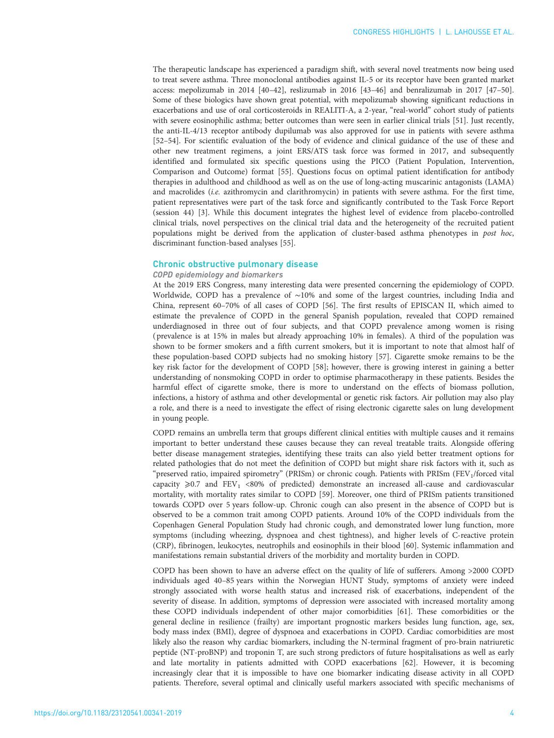The therapeutic landscape has experienced a paradigm shift, with several novel treatments now being used to treat severe asthma. Three monoclonal antibodies against IL-5 or its receptor have been granted market access: mepolizumab in 2014 [40–42], reslizumab in 2016 [43–46] and benralizumab in 2017 [47–50]. Some of these biologics have shown great potential, with mepolizumab showing significant reductions in exacerbations and use of oral corticosteroids in REALITI-A, a 2-year, "real-world" cohort study of patients with severe eosinophilic asthma; better outcomes than were seen in earlier clinical trials [51]. Just recently, the anti-IL-4/13 receptor antibody dupilumab was also approved for use in patients with severe asthma [52–54]. For scientific evaluation of the body of evidence and clinical guidance of the use of these and other new treatment regimens, a joint ERS/ATS task force was formed in 2017, and subsequently identified and formulated six specific questions using the PICO (Patient Population, Intervention, Comparison and Outcome) format [55]. Questions focus on optimal patient identification for antibody therapies in adulthood and childhood as well as on the use of long-acting muscarinic antagonists (LAMA) and macrolides (*i.e.* azithromycin and clarithromycin) in patients with severe asthma. For the first time, patient representatives were part of the task force and significantly contributed to the Task Force Report (session 44) [3]. While this document integrates the highest level of evidence from placebo-controlled clinical trials, novel perspectives on the clinical trial data and the heterogeneity of the recruited patient populations might be derived from the application of cluster-based asthma phenotypes in *post hoc*, discriminant function-based analyses [55].

## Chronic obstructive pulmonary disease

### COPD epidemiology and biomarkers

At the 2019 ERS Congress, many interesting data were presented concerning the epidemiology of COPD. Worldwide, COPD has a prevalence of ∼10% and some of the largest countries, including India and China, represent 60–70% of all cases of COPD [56]. The first results of EPISCAN II, which aimed to estimate the prevalence of COPD in the general Spanish population, revealed that COPD remained underdiagnosed in three out of four subjects, and that COPD prevalence among women is rising (prevalence is at 15% in males but already approaching 10% in females). A third of the population was shown to be former smokers and a fifth current smokers, but it is important to note that almost half of these population-based COPD subjects had no smoking history [57]. Cigarette smoke remains to be the key risk factor for the development of COPD [58]; however, there is growing interest in gaining a better understanding of nonsmoking COPD in order to optimise pharmacotherapy in these patients. Besides the harmful effect of cigarette smoke, there is more to understand on the effects of biomass pollution, infections, a history of asthma and other developmental or genetic risk factors. Air pollution may also play a role, and there is a need to investigate the effect of rising electronic cigarette sales on lung development in young people.

COPD remains an umbrella term that groups different clinical entities with multiple causes and it remains important to better understand these causes because they can reveal treatable traits. Alongside offering better disease management strategies, identifying these traits can also yield better treatment options for related pathologies that do not meet the definition of COPD but might share risk factors with it, such as "preserved ratio, impaired spirometry" (PRISm) or chronic cough. Patients with PRISm ($FEV_1$/forced vital capacity $\geqslant 0.7$ and $FEV_1$ <80% of predicted) demonstrate an increased all-cause and cardiovascular mortality, with mortality rates similar to COPD [59]. Moreover, one third of PRISm patients transitioned towards COPD over 5 years follow-up. Chronic cough can also present in the absence of COPD but is observed to be a common trait among COPD patients. Around 10% of the COPD individuals from the Copenhagen General Population Study had chronic cough, and demonstrated lower lung function, more symptoms (including wheezing, dyspnoea and chest tightness), and higher levels of C-reactive protein (CRP), fibrinogen, leukocytes, neutrophils and eosinophils in their blood [60]. Systemic inflammation and manifestations remain substantial drivers of the morbidity and mortality burden in COPD.

COPD has been shown to have an adverse effect on the quality of life of sufferers. Among >2000 COPD individuals aged 40–85 years within the Norwegian HUNT Study, symptoms of anxiety were indeed strongly associated with worse health status and increased risk of exacerbations, independent of the severity of disease. In addition, symptoms of depression were associated with increased mortality among these COPD individuals independent of other major comorbidities [61]. These comorbidities or the general decline in resilience (frailty) are important prognostic markers besides lung function, age, sex, body mass index (BMI), degree of dyspnoea and exacerbations in COPD. Cardiac comorbidities are most likely also the reason why cardiac biomarkers, including the N-terminal fragment of pro-brain natriuretic peptide (NT-proBNP) and troponin T, are such strong predictors of future hospitalisations as well as early and late mortality in patients admitted with COPD exacerbations [62]. However, it is becoming increasingly clear that it is impossible to have one biomarker indicating disease activity in all COPD patients. Therefore, several optimal and clinically useful markers associated with specific mechanisms of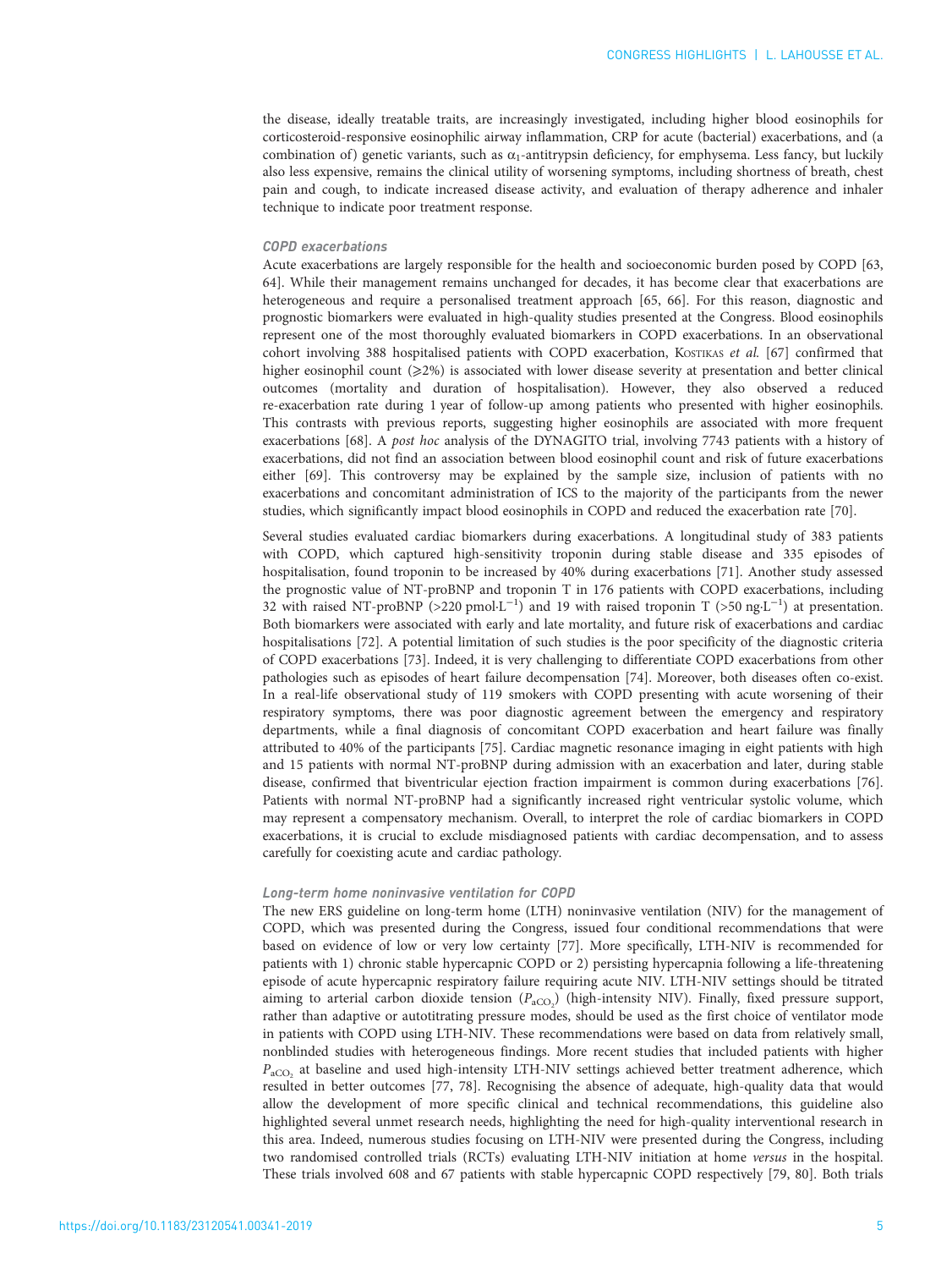the disease, ideally treatable traits, are increasingly investigated, including higher blood eosinophils for corticosteroid-responsive eosinophilic airway inflammation, CRP for acute (bacterial) exacerbations, and (a combination of) genetic variants, such as $\alpha_1$-antitrypsin deficiency, for emphysema. Less fancy, but luckily also less expensive, remains the clinical utility of worsening symptoms, including shortness of breath, chest pain and cough, to indicate increased disease activity, and evaluation of therapy adherence and inhaler technique to indicate poor treatment response.

### COPD exacerbations

Acute exacerbations are largely responsible for the health and socioeconomic burden posed by COPD [63, 64]. While their management remains unchanged for decades, it has become clear that exacerbations are heterogeneous and require a personalised treatment approach [65, 66]. For this reason, diagnostic and prognostic biomarkers were evaluated in high-quality studies presented at the Congress. Blood eosinophils represent one of the most thoroughly evaluated biomarkers in COPD exacerbations. In an observational cohort involving 388 hospitalised patients with COPD exacerbation, Kostikas *et al.* [67] confirmed that higher eosinophil count (⩾2%) is associated with lower disease severity at presentation and better clinical outcomes (mortality and duration of hospitalisation). However, they also observed a reduced re-exacerbation rate during 1 year of follow-up among patients who presented with higher eosinophils. This contrasts with previous reports, suggesting higher eosinophils are associated with more frequent exacerbations [68]. A *post hoc* analysis of the DYNAGITO trial, involving 7743 patients with a history of exacerbations, did not find an association between blood eosinophil count and risk of future exacerbations either [69]. This controversy may be explained by the sample size, inclusion of patients with no exacerbations and concomitant administration of ICS to the majority of the participants from the newer studies, which significantly impact blood eosinophils in COPD and reduced the exacerbation rate [70].

Several studies evaluated cardiac biomarkers during exacerbations. A longitudinal study of 383 patients with COPD, which captured high-sensitivity troponin during stable disease and 335 episodes of hospitalisation, found troponin to be increased by 40% during exacerbations [71]. Another study assessed the prognostic value of NT-proBNP and troponin T in 176 patients with COPD exacerbations, including 32 with raised NT-proBNP (>220 $\text{pmol}\cdot\text{L}^{-1}$) and 19 with raised troponin T (>50 $\text{ng}\cdot\text{L}^{-1}$) at presentation. Both biomarkers were associated with early and late mortality, and future risk of exacerbations and cardiac hospitalisations [72]. A potential limitation of such studies is the poor specificity of the diagnostic criteria of COPD exacerbations [73]. Indeed, it is very challenging to differentiate COPD exacerbations from other pathologies such as episodes of heart failure decompensation [74]. Moreover, both diseases often co-exist. In a real-life observational study of 119 smokers with COPD presenting with acute worsening of their respiratory symptoms, there was poor diagnostic agreement between the emergency and respiratory departments, while a final diagnosis of concomitant COPD exacerbation and heart failure was finally attributed to 40% of the participants [75]. Cardiac magnetic resonance imaging in eight patients with high and 15 patients with normal NT-proBNP during admission with an exacerbation and later, during stable disease, confirmed that biventricular ejection fraction impairment is common during exacerbations [76]. Patients with normal NT-proBNP had a significantly increased right ventricular systolic volume, which may represent a compensatory mechanism. Overall, to interpret the role of cardiac biomarkers in COPD exacerbations, it is crucial to exclude misdiagnosed patients with cardiac decompensation, and to assess carefully for coexisting acute and cardiac pathology.

### Long-term home noninvasive ventilation for COPD

The new ERS guideline on long-term home (LTH) noninvasive ventilation (NIV) for the management of COPD, which was presented during the Congress, issued four conditional recommendations that were based on evidence of low or very low certainty [77]. More specifically, LTH-NIV is recommended for patients with 1) chronic stable hypercapnic COPD or 2) persisting hypercapnia following a life-threatening episode of acute hypercapnic respiratory failure requiring acute NIV. LTH-NIV settings should be titrated aiming to arterial carbon dioxide tension ($P_{aCO_2}$) (high-intensity NIV). Finally, fixed pressure support, rather than adaptive or autotitrating pressure modes, should be used as the first choice of ventilator mode in patients with COPD using LTH-NIV. These recommendations were based on data from relatively small, nonblinded studies with heterogeneous findings. More recent studies that included patients with higher $P_{aCO_2}$ at baseline and used high-intensity LTH-NIV settings achieved better treatment adherence, which resulted in better outcomes [77, 78]. Recognising the absence of adequate, high-quality data that would allow the development of more specific clinical and technical recommendations, this guideline also highlighted several unmet research needs, highlighting the need for high-quality interventional research in this area. Indeed, numerous studies focusing on LTH-NIV were presented during the Congress, including two randomised controlled trials (RCTs) evaluating LTH-NIV initiation at home *versus* in the hospital. These trials involved 608 and 67 patients with stable hypercapnic COPD respectively [79, 80]. Both trials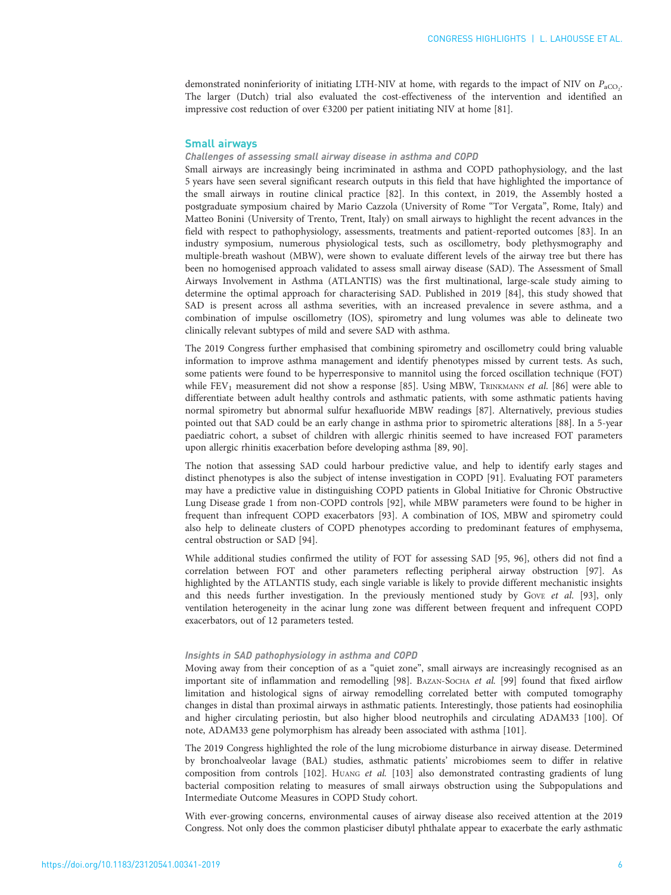demonstrated noninferiority of initiating LTH-NIV at home, with regards to the impact of NIV on $P_{aCO_2}$. The larger (Dutch) trial also evaluated the cost-effectiveness of the intervention and identified an impressive cost reduction of over €3200 per patient initiating NIV at home [81].

## Small airways

### Challenges of assessing small airway disease in asthma and COPD

Small airways are increasingly being incriminated in asthma and COPD pathophysiology, and the last 5 years have seen several significant research outputs in this field that have highlighted the importance of the small airways in routine clinical practice [82]. In this context, in 2019, the Assembly hosted a postgraduate symposium chaired by Mario Cazzola (University of Rome "Tor Vergata", Rome, Italy) and Matteo Bonini (University of Trento, Trent, Italy) on small airways to highlight the recent advances in the field with respect to pathophysiology, assessments, treatments and patient-reported outcomes [83]. In an industry symposium, numerous physiological tests, such as oscillometry, body plethysmography and multiple-breath washout (MBW), were shown to evaluate different levels of the airway tree but there has been no homogenised approach validated to assess small airway disease (SAD). The Assessment of Small Airways Involvement in Asthma (ATLANTIS) was the first multinational, large-scale study aiming to determine the optimal approach for characterising SAD. Published in 2019 [84], this study showed that SAD is present across all asthma severities, with an increased prevalence in severe asthma, and a combination of impulse oscillometry (IOS), spirometry and lung volumes was able to delineate two clinically relevant subtypes of mild and severe SAD with asthma.

The 2019 Congress further emphasised that combining spirometry and oscillometry could bring valuable information to improve asthma management and identify phenotypes missed by current tests. As such, some patients were found to be hyperresponsive to mannitol using the forced oscillation technique (FOT) while $FEV_1$ measurement did not show a response [85]. Using MBW, Trinkmann *et al.* [86] were able to differentiate between adult healthy controls and asthmatic patients, with some asthmatic patients having normal spirometry but abnormal sulfur hexafluoride MBW readings [87]. Alternatively, previous studies pointed out that SAD could be an early change in asthma prior to spirometric alterations [88]. In a 5-year paediatric cohort, a subset of children with allergic rhinitis seemed to have increased FOT parameters upon allergic rhinitis exacerbation before developing asthma [89, 90].

The notion that assessing SAD could harbour predictive value, and help to identify early stages and distinct phenotypes is also the subject of intense investigation in COPD [91]. Evaluating FOT parameters may have a predictive value in distinguishing COPD patients in Global Initiative for Chronic Obstructive Lung Disease grade 1 from non-COPD controls [92], while MBW parameters were found to be higher in frequent than infrequent COPD exacerbators [93]. A combination of IOS, MBW and spirometry could also help to delineate clusters of COPD phenotypes according to predominant features of emphysema, central obstruction or SAD [94].

While additional studies confirmed the utility of FOT for assessing SAD [95, 96], others did not find a correlation between FOT and other parameters reflecting peripheral airway obstruction [97]. As highlighted by the ATLANTIS study, each single variable is likely to provide different mechanistic insights and this needs further investigation. In the previously mentioned study by Gove *et al.* [93], only ventilation heterogeneity in the acinar lung zone was different between frequent and infrequent COPD exacerbators, out of 12 parameters tested.

### Insights in SAD pathophysiology in asthma and COPD

Moving away from their conception of as a "quiet zone", small airways are increasingly recognised as an important site of inflammation and remodelling [98]. Bazan-Socha *et al.* [99] found that fixed airflow limitation and histological signs of airway remodelling correlated better with computed tomography changes in distal than proximal airways in asthmatic patients. Interestingly, those patients had eosinophilia and higher circulating periostin, but also higher blood neutrophils and circulating ADAM33 [100]. Of note, ADAM33 gene polymorphism has already been associated with asthma [101].

The 2019 Congress highlighted the role of the lung microbiome disturbance in airway disease. Determined by bronchoalveolar lavage (BAL) studies, asthmatic patients' microbiomes seem to differ in relative composition from controls [102]. Huang *et al.* [103] also demonstrated contrasting gradients of lung bacterial composition relating to measures of small airways obstruction using the Subpopulations and Intermediate Outcome Measures in COPD Study cohort.

With ever-growing concerns, environmental causes of airway disease also received attention at the 2019 Congress. Not only does the common plasticiser dibutyl phthalate appear to exacerbate the early asthmatic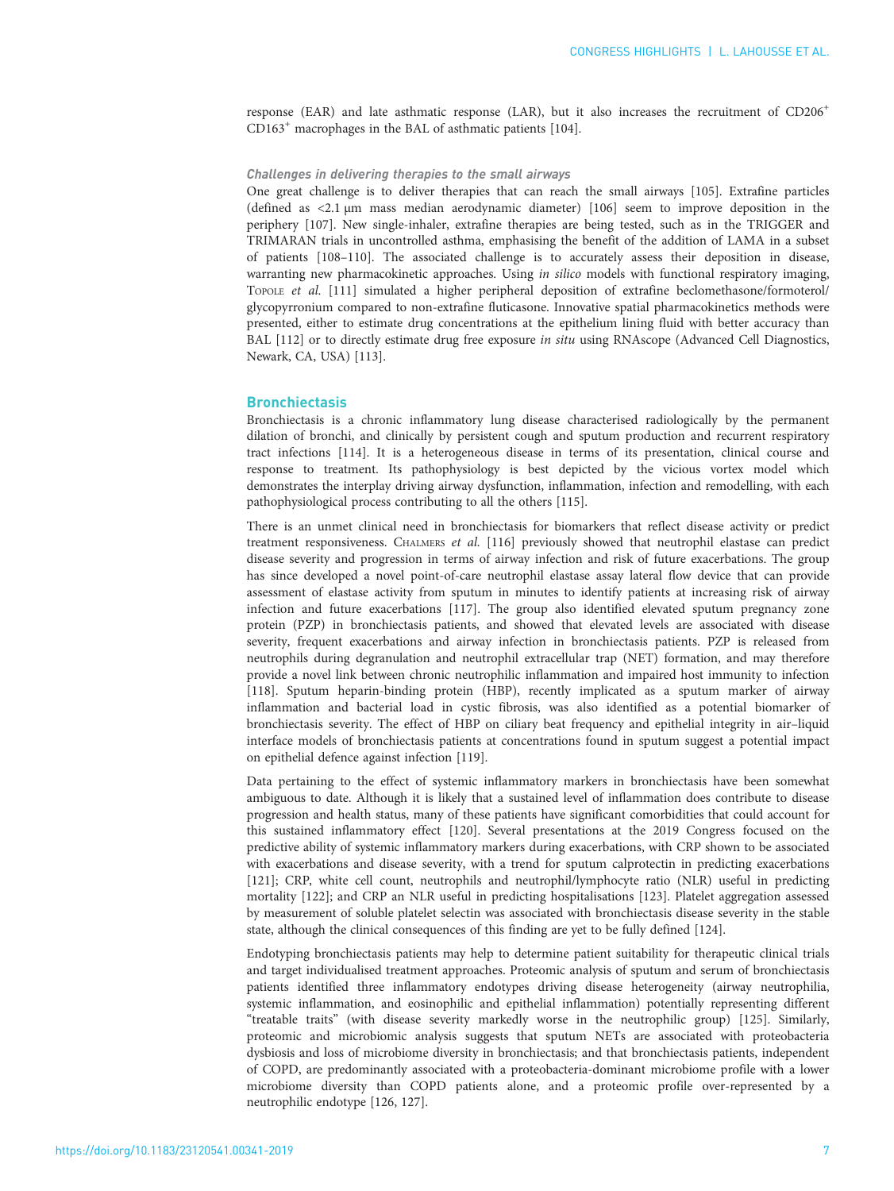response (EAR) and late asthmatic response (LAR), but it also increases the recruitment of CD206[+] CD163[+] macrophages in the BAL of asthmatic patients [104].

#### Challenges in delivering therapies to the small airways

One great challenge is to deliver therapies that can reach the small airways [105]. Extrafine particles (defined as <2.1 µm mass median aerodynamic diameter) [106] seem to improve deposition in the periphery [107]. New single-inhaler, extrafine therapies are being tested, such as in the TRIGGER and TRIMARAN trials in uncontrolled asthma, emphasising the benefit of the addition of LAMA in a subset of patients [108–110]. The associated challenge is to accurately assess their deposition in disease, warranting new pharmacokinetic approaches. Using *in silico* models with functional respiratory imaging, TOPOLE *et al.* [111] simulated a higher peripheral deposition of extrafine beclomethasone/formoterol/glycopyrronium compared to non-extrafine fluticasone. Innovative spatial pharmacokinetics methods were presented, either to estimate drug concentrations at the epithelium lining fluid with better accuracy than BAL [112] or to directly estimate drug free exposure *in situ* using RNAscope (Advanced Cell Diagnostics, Newark, CA, USA) [113].

### Bronchiectasis

Bronchiectasis is a chronic inflammatory lung disease characterised radiologically by the permanent dilation of bronchi, and clinically by persistent cough and sputum production and recurrent respiratory tract infections [114]. It is a heterogeneous disease in terms of its presentation, clinical course and response to treatment. Its pathophysiology is best depicted by the vicious vortex model which demonstrates the interplay driving airway dysfunction, inflammation, infection and remodelling, with each pathophysiological process contributing to all the others [115].

There is an unmet clinical need in bronchiectasis for biomarkers that reflect disease activity or predict treatment responsiveness. CHALMERS *et al.* [116] previously showed that neutrophil elastase can predict disease severity and progression in terms of airway infection and risk of future exacerbations. The group has since developed a novel point-of-care neutrophil elastase assay lateral flow device that can provide assessment of elastase activity from sputum in minutes to identify patients at increasing risk of airway infection and future exacerbations [117]. The group also identified elevated sputum pregnancy zone protein (PZP) in bronchiectasis patients, and showed that elevated levels are associated with disease severity, frequent exacerbations and airway infection in bronchiectasis patients. PZP is released from neutrophils during degranulation and neutrophil extracellular trap (NET) formation, and may therefore provide a novel link between chronic neutrophilic inflammation and impaired host immunity to infection [118]. Sputum heparin-binding protein (HBP), recently implicated as a sputum marker of airway inflammation and bacterial load in cystic fibrosis, was also identified as a potential biomarker of bronchiectasis severity. The effect of HBP on ciliary beat frequency and epithelial integrity in air–liquid interface models of bronchiectasis patients at concentrations found in sputum suggest a potential impact on epithelial defence against infection [119].

Data pertaining to the effect of systemic inflammatory markers in bronchiectasis have been somewhat ambiguous to date. Although it is likely that a sustained level of inflammation does contribute to disease progression and health status, many of these patients have significant comorbidities that could account for this sustained inflammatory effect [120]. Several presentations at the 2019 Congress focused on the predictive ability of systemic inflammatory markers during exacerbations, with CRP shown to be associated with exacerbations and disease severity, with a trend for sputum calprotectin in predicting exacerbations [121]; CRP, white cell count, neutrophils and neutrophil/lymphocyte ratio (NLR) useful in predicting mortality [122]; and CRP an NLR useful in predicting hospitalisations [123]. Platelet aggregation assessed by measurement of soluble platelet selectin was associated with bronchiectasis disease severity in the stable state, although the clinical consequences of this finding are yet to be fully defined [124].

Endotyping bronchiectasis patients may help to determine patient suitability for therapeutic clinical trials and target individualised treatment approaches. Proteomic analysis of sputum and serum of bronchiectasis patients identified three inflammatory endotypes driving disease heterogeneity (airway neutrophilia, systemic inflammation, and eosinophilic and epithelial inflammation) potentially representing different "treatable traits" (with disease severity markedly worse in the neutrophilic group) [125]. Similarly, proteomic and microbiomic analysis suggests that sputum NETs are associated with proteobacteria dysbiosis and loss of microbiome diversity in bronchiectasis; and that bronchiectasis patients, independent of COPD, are predominantly associated with a proteobacteria-dominant microbiome profile with a lower microbiome diversity than COPD patients alone, and a proteomic profile over-represented by a neutrophilic endotype [126, 127].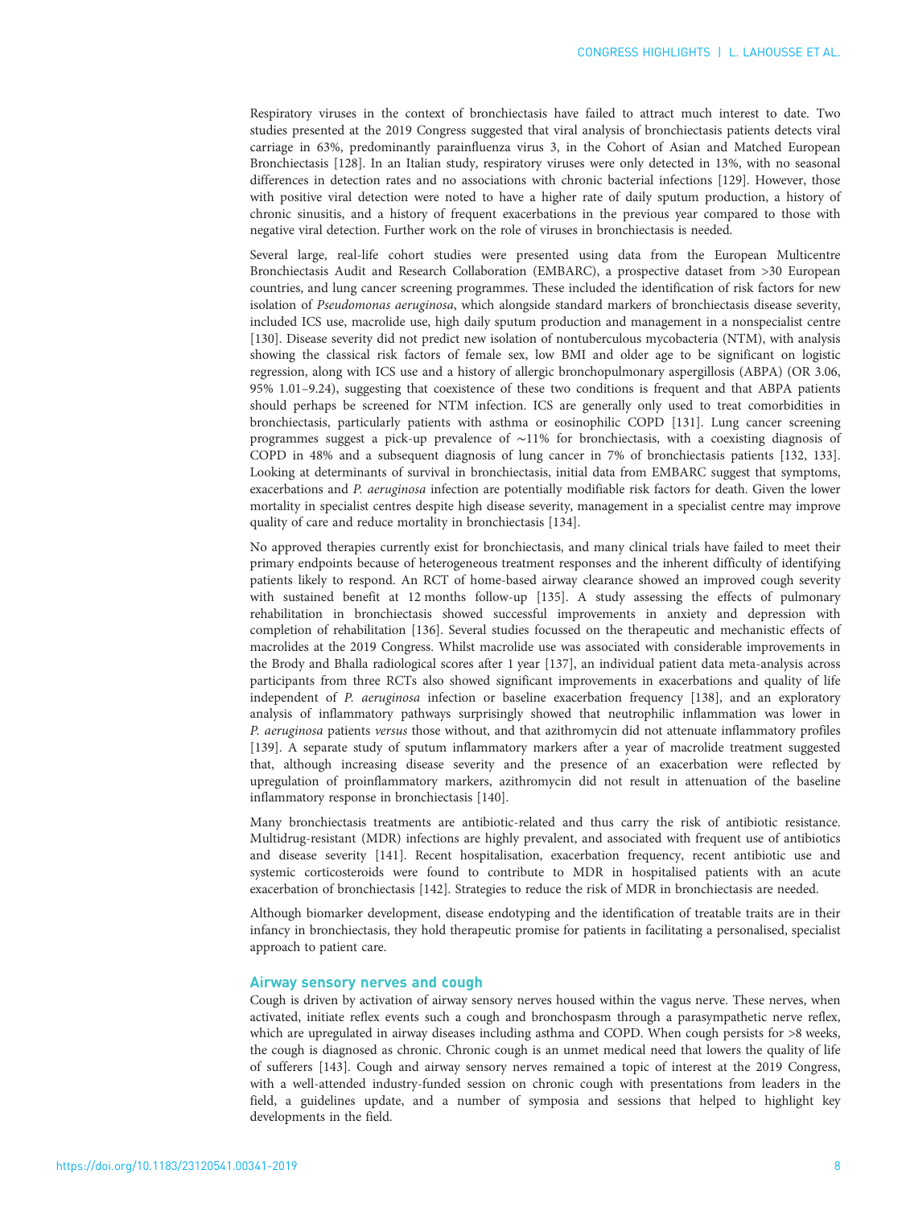Respiratory viruses in the context of bronchiectasis have failed to attract much interest to date. Two studies presented at the 2019 Congress suggested that viral analysis of bronchiectasis patients detects viral carriage in 63%, predominantly parainfluenza virus 3, in the Cohort of Asian and Matched European Bronchiectasis [128]. In an Italian study, respiratory viruses were only detected in 13%, with no seasonal differences in detection rates and no associations with chronic bacterial infections [129]. However, those with positive viral detection were noted to have a higher rate of daily sputum production, a history of chronic sinusitis, and a history of frequent exacerbations in the previous year compared to those with negative viral detection. Further work on the role of viruses in bronchiectasis is needed.

Several large, real-life cohort studies were presented using data from the European Multicentre Bronchiectasis Audit and Research Collaboration (EMBARC), a prospective dataset from >30 European countries, and lung cancer screening programmes. These included the identification of risk factors for new isolation of *Pseudomonas aeruginosa*, which alongside standard markers of bronchiectasis disease severity, included ICS use, macrolide use, high daily sputum production and management in a nonspecialist centre [130]. Disease severity did not predict new isolation of nontuberculous mycobacteria (NTM), with analysis showing the classical risk factors of female sex, low BMI and older age to be significant on logistic regression, along with ICS use and a history of allergic bronchopulmonary aspergillosis (ABPA) (OR 3.06, 95% 1.01–9.24), suggesting that coexistence of these two conditions is frequent and that ABPA patients should perhaps be screened for NTM infection. ICS are generally only used to treat comorbidities in bronchiectasis, particularly patients with asthma or eosinophilic COPD [131]. Lung cancer screening programmes suggest a pick-up prevalence of ∼11% for bronchiectasis, with a coexisting diagnosis of COPD in 48% and a subsequent diagnosis of lung cancer in 7% of bronchiectasis patients [132, 133]. Looking at determinants of survival in bronchiectasis, initial data from EMBARC suggest that symptoms, exacerbations and *P. aeruginosa* infection are potentially modifiable risk factors for death. Given the lower mortality in specialist centres despite high disease severity, management in a specialist centre may improve quality of care and reduce mortality in bronchiectasis [134].

No approved therapies currently exist for bronchiectasis, and many clinical trials have failed to meet their primary endpoints because of heterogeneous treatment responses and the inherent difficulty of identifying patients likely to respond. An RCT of home-based airway clearance showed an improved cough severity with sustained benefit at 12 months follow-up [135]. A study assessing the effects of pulmonary rehabilitation in bronchiectasis showed successful improvements in anxiety and depression with completion of rehabilitation [136]. Several studies focussed on the therapeutic and mechanistic effects of macrolides at the 2019 Congress. Whilst macrolide use was associated with considerable improvements in the Brody and Bhalla radiological scores after 1 year [137], an individual patient data meta-analysis across participants from three RCTs also showed significant improvements in exacerbations and quality of life independent of *P. aeruginosa* infection or baseline exacerbation frequency [138], and an exploratory analysis of inflammatory pathways surprisingly showed that neutrophilic inflammation was lower in *P. aeruginosa* patients *versus* those without, and that azithromycin did not attenuate inflammatory profiles [139]. A separate study of sputum inflammatory markers after a year of macrolide treatment suggested that, although increasing disease severity and the presence of an exacerbation were reflected by upregulation of proinflammatory markers, azithromycin did not result in attenuation of the baseline inflammatory response in bronchiectasis [140].

Many bronchiectasis treatments are antibiotic-related and thus carry the risk of antibiotic resistance. Multidrug-resistant (MDR) infections are highly prevalent, and associated with frequent use of antibiotics and disease severity [141]. Recent hospitalisation, exacerbation frequency, recent antibiotic use and systemic corticosteroids were found to contribute to MDR in hospitalised patients with an acute exacerbation of bronchiectasis [142]. Strategies to reduce the risk of MDR in bronchiectasis are needed.

Although biomarker development, disease endotyping and the identification of treatable traits are in their infancy in bronchiectasis, they hold therapeutic promise for patients in facilitating a personalised, specialist approach to patient care.

## Airway sensory nerves and cough

Cough is driven by activation of airway sensory nerves housed within the vagus nerve. These nerves, when activated, initiate reflex events such a cough and bronchospasm through a parasympathetic nerve reflex, which are upregulated in airway diseases including asthma and COPD. When cough persists for >8 weeks, the cough is diagnosed as chronic. Chronic cough is an unmet medical need that lowers the quality of life of sufferers [143]. Cough and airway sensory nerves remained a topic of interest at the 2019 Congress, with a well-attended industry-funded session on chronic cough with presentations from leaders in the field, a guidelines update, and a number of symposia and sessions that helped to highlight key developments in the field.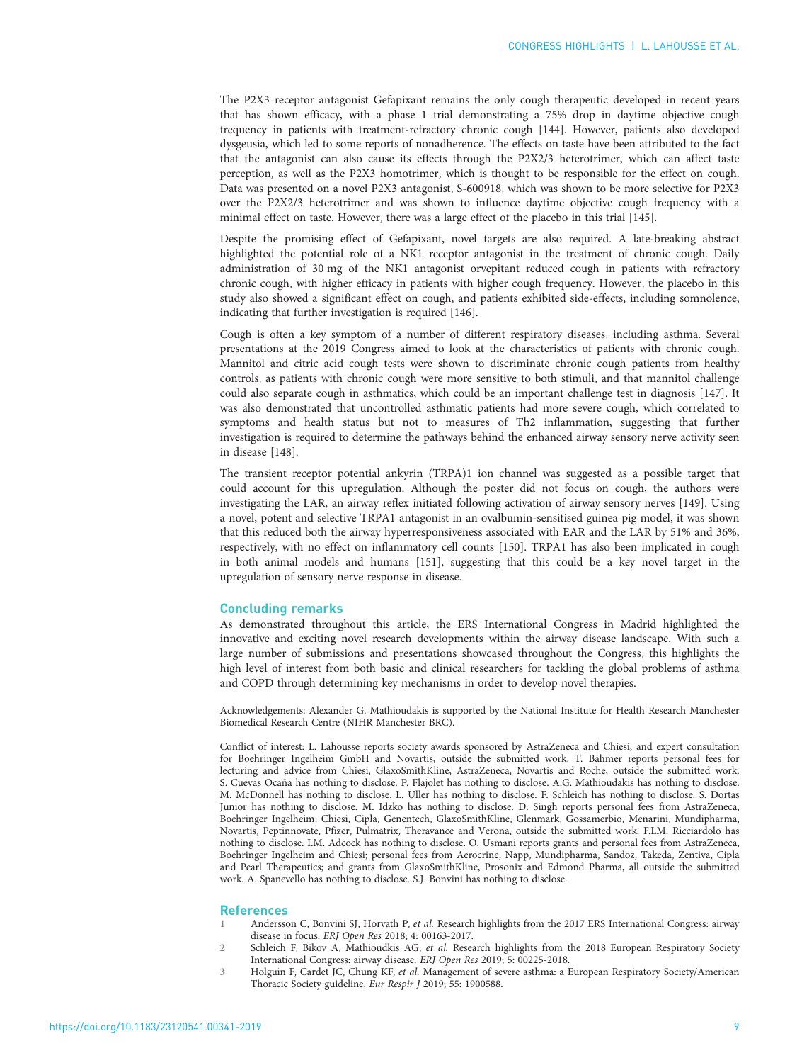The P2X3 receptor antagonist Gefapixant remains the only cough therapeutic developed in recent years that has shown efficacy, with a phase 1 trial demonstrating a 75% drop in daytime objective cough frequency in patients with treatment-refractory chronic cough [144]. However, patients also developed dysgeusia, which led to some reports of nonadherence. The effects on taste have been attributed to the fact that the antagonist can also cause its effects through the P2X2/3 heterotrimer, which can affect taste perception, as well as the P2X3 homotrimer, which is thought to be responsible for the effect on cough. Data was presented on a novel P2X3 antagonist, S-600918, which was shown to be more selective for P2X3 over the P2X2/3 heterotrimer and was shown to influence daytime objective cough frequency with a minimal effect on taste. However, there was a large effect of the placebo in this trial [145].

Despite the promising effect of Gefapixant, novel targets are also required. A late-breaking abstract highlighted the potential role of a NK1 receptor antagonist in the treatment of chronic cough. Daily administration of 30 mg of the NK1 antagonist orvepitant reduced cough in patients with refractory chronic cough, with higher efficacy in patients with higher cough frequency. However, the placebo in this study also showed a significant effect on cough, and patients exhibited side-effects, including somnolence, indicating that further investigation is required [146].

Cough is often a key symptom of a number of different respiratory diseases, including asthma. Several presentations at the 2019 Congress aimed to look at the characteristics of patients with chronic cough. Mannitol and citric acid cough tests were shown to discriminate chronic cough patients from healthy controls, as patients with chronic cough were more sensitive to both stimuli, and that mannitol challenge could also separate cough in asthmatics, which could be an important challenge test in diagnosis [147]. It was also demonstrated that uncontrolled asthmatic patients had more severe cough, which correlated to symptoms and health status but not to measures of Th2 inflammation, suggesting that further investigation is required to determine the pathways behind the enhanced airway sensory nerve activity seen in disease [148].

The transient receptor potential ankyrin (TRPA)1 ion channel was suggested as a possible target that could account for this upregulation. Although the poster did not focus on cough, the authors were investigating the LAR, an airway reflex initiated following activation of airway sensory nerves [149]. Using a novel, potent and selective TRPA1 antagonist in an ovalbumin-sensitised guinea pig model, it was shown that this reduced both the airway hyperresponsiveness associated with EAR and the LAR by 51% and 36%, respectively, with no effect on inflammatory cell counts [150]. TRPA1 has also been implicated in cough in both animal models and humans [151], suggesting that this could be a key novel target in the upregulation of sensory nerve response in disease.

## Concluding remarks

As demonstrated throughout this article, the ERS International Congress in Madrid highlighted the innovative and exciting novel research developments within the airway disease landscape. With such a large number of submissions and presentations showcased throughout the Congress, this highlights the high level of interest from both basic and clinical researchers for tackling the global problems of asthma and COPD through determining key mechanisms in order to develop novel therapies.

Acknowledgements: Alexander G. Mathioudakis is supported by the National Institute for Health Research Manchester Biomedical Research Centre (NIHR Manchester BRC).

Conflict of interest: L. Lahousse reports society awards sponsored by AstraZeneca and Chiesi, and expert consultation for Boehringer Ingelheim GmbH and Novartis, outside the submitted work. T. Bahmer reports personal fees for lecturing and advice from Chiesi, GlaxoSmithKline, AstraZeneca, Novartis and Roche, outside the submitted work. S. Cuevas Ocaña has nothing to disclose. P. Flajolet has nothing to disclose. A.G. Mathioudakis has nothing to disclose. M. McDonnell has nothing to disclose. L. Uller has nothing to disclose. F. Schleich has nothing to disclose. S. Dortas Junior has nothing to disclose. M. Idzko has nothing to disclose. D. Singh reports personal fees from AstraZeneca, Boehringer Ingelheim, Chiesi, Cipla, Genentech, GlaxoSmithKline, Glenmark, Gossamerbio, Menarini, Mundipharma, Novartis, Peptinnovate, Pfizer, Pulmatrix, Theravance and Verona, outside the submitted work. F.L.M. Ricciardolo has nothing to disclose. I.M. Adcock has nothing to disclose. O. Usmani reports grants and personal fees from AstraZeneca, Boehringer Ingelheim and Chiesi; personal fees from Aerocrine, Napp, Mundipharma, Sandoz, Takeda, Zentiva, Cipla and Pearl Therapeutics; and grants from GlaxoSmithKline, Prosonix and Edmond Pharma, all outside the submitted work. A. Spanevello has nothing to disclose. S.J. Bonvini has nothing to disclose.

## References

1. Andersson C, Bonvini SJ, Horvath P, *et al.* Research highlights from the 2017 ERS International Congress: airway disease in focus. *ERJ Open Res* 2018; 4: 00163-2017.
2. Schleich F, Bikov A, Mathioudkis AG, *et al.* Research highlights from the 2018 European Respiratory Society International Congress: airway disease. *ERJ Open Res* 2019; 5: 00225-2018.
3. Holguin F, Cardet JC, Chung KF, *et al.* Management of severe asthma: a European Respiratory Society/American Thoracic Society guideline. *Eur Respir J* 2019; 55: 1900588.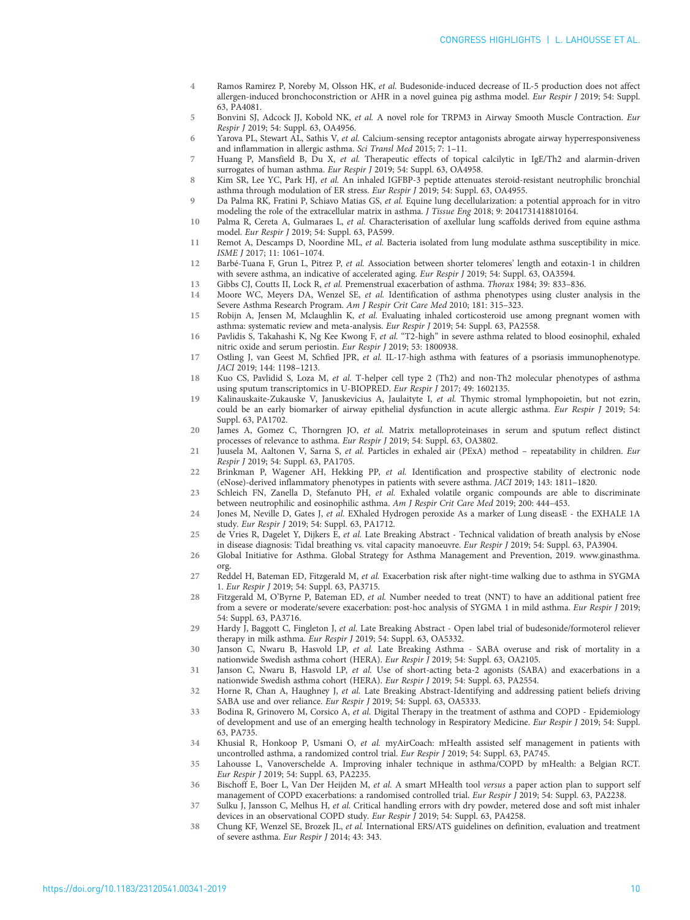4 Ramos Ramirez P, Noreby M, Olsson HK, *et al.* Budesonide-induced decrease of IL-5 production does not affect allergen-induced bronchoconstriction or AHR in a novel guinea pig asthma model. *Eur Respir J* 2019; 54: Suppl. 63, PA4081.

5 Bonvini SJ, Adcock JJ, Kobold NK, *et al.* A novel role for TRPM3 in Airway Smooth Muscle Contraction. *Eur Respir J* 2019; 54: Suppl. 63, OA4956.

6 Yarova PL, Stewart AL, Sathis V, *et al.* Calcium-sensing receptor antagonists abrogate airway hyperresponsiveness and inflammation in allergic asthma. *Sci Transl Med* 2015; 7: 1–11.

7 Huang P, Mansfield B, Du X, *et al.* Therapeutic effects of topical calcilytic in IgE/Th2 and alarmin-driven surrogates of human asthma. *Eur Respir J* 2019; 54: Suppl. 63, OA4958.

8 Kim SR, Lee YC, Park HJ, *et al.* An inhaled IGFBP-3 peptide attenuates steroid-resistant neutrophilic bronchial asthma through modulation of ER stress. *Eur Respir J* 2019; 54: Suppl. 63, OA4955.

9 Da Palma RK, Fratini P, Schiavo Matias GS, *et al.* Equine lung decellularization: a potential approach for in vitro modeling the role of the extracellular matrix in asthma. *J Tissue Eng* 2018; 9: 2041731418810164.

10 Palma R, Cereta A, Gulmaraes L, *et al.* Characterisation of axellular lung scaffolds derived from equine asthma model. *Eur Respir J* 2019; 54: Suppl. 63, PA599.

11 Remot A, Descamps D, Noordine ML, *et al.* Bacteria isolated from lung modulate asthma susceptibility in mice. *ISME J* 2017; 11: 1061–1074.

12 Barbé-Tuana F, Grun L, Pitrez P, *et al.* Association between shorter telomeres' length and eotaxin-1 in children with severe asthma, an indicative of accelerated aging. *Eur Respir J* 2019; 54: Suppl. 63, OA3594.

13 Gibbs CJ, Coutts II, Lock R, *et al.* Premenstrual exacerbation of asthma. *Thorax* 1984; 39: 833–836.

14 Moore WC, Meyers DA, Wenzel SE, *et al.* Identification of asthma phenotypes using cluster analysis in the Severe Asthma Research Program. *Am J Respir Crit Care Med* 2010; 181: 315–323.

15 Robijn A, Jensen M, Mclaughlin K, *et al.* Evaluating inhaled corticosteroid use among pregnant women with asthma: systematic review and meta-analysis. *Eur Respir J* 2019; 54: Suppl. 63, PA2558.

16 Pavlidis S, Takahashi K, Ng Kee Kwong F, *et al.* "T2-high" in severe asthma related to blood eosinophil, exhaled nitric oxide and serum periostin. *Eur Respir J* 2019; 53: 1800938.

17 Ostling J, van Geest M, Schfied JPR, *et al.* IL-17-high asthma with features of a psoriasis immunophenotype. *JACI* 2019; 144: 1198–1213.

18 Kuo CS, Pavlidid S, Loza M, *et al.* T-helper cell type 2 (Th2) and non-Th2 molecular phenotypes of asthma using sputum transcriptomics in U-BIOPRED. *Eur Respir J* 2017; 49: 1602135.

19 Kalinauskaite-Zukauske V, Januskevicius A, Jaulaityte I, *et al.* Thymic stromal lymphopoietin, but not ezrin, could be an early biomarker of airway epithelial dysfunction in acute allergic asthma. *Eur Respir J* 2019; 54: Suppl. 63, PA1702.

20 James A, Gomez C, Thorngren JO, *et al.* Matrix metalloproteinases in serum and sputum reflect distinct processes of relevance to asthma. *Eur Respir J* 2019; 54: Suppl. 63, OA3802.

21 Juusela M, Aaltonen V, Sarna S, *et al.* Particles in exhaled air (PExA) method – repeatability in children. *Eur Respir J* 2019; 54: Suppl. 63, PA1705.

22 Brinkman P, Wagener AH, Hekking PP, *et al.* Identification and prospective stability of electronic node (eNose)-derived inflammatory phenotypes in patients with severe asthma. *JACI* 2019; 143: 1811–1820.

23 Schleich FN, Zanella D, Stefanuto PH, *et al.* Exhaled volatile organic compounds are able to discriminate between neutrophilic and eosinophilic asthma. *Am J Respir Crit Care Med* 2019; 200: 444–453.

24 Jones M, Neville D, Gates J, *et al.* EXhaled Hydrogen peroxide As a marker of Lung diseasE - the EXHALE 1A study. *Eur Respir J* 2019; 54: Suppl. 63, PA1712.

25 de Vries R, Dagelet Y, Dijkers E, *et al.* Late Breaking Abstract - Technical validation of breath analysis by eNose in disease diagnosis: Tidal breathing vs. vital capacity manoeuvre. *Eur Respir J* 2019; 54: Suppl. 63, PA3904.

26 Global Initiative for Asthma. Global Strategy for Asthma Management and Prevention, 2019. www.ginasthma.org.

27 Reddel H, Bateman ED, Fitzgerald M, *et al.* Exacerbation risk after night-time walking due to asthma in SYGMA 1. *Eur Respir J* 2019; 54: Suppl. 63, PA3715.

28 Fitzgerald M, O'Byrne P, Bateman ED, *et al.* Number needed to treat (NNT) to have an additional patient free from a severe or moderate/severe exacerbation: post-hoc analysis of SYGMA 1 in mild asthma. *Eur Respir J* 2019; 54: Suppl. 63, PA3716.

29 Hardy J, Baggott C, Fingleton J, *et al.* Late Breaking Abstract - Open label trial of budesonide/formoterol reliever therapy in milk asthma. *Eur Respir J* 2019; 54: Suppl. 63, OA5332.

30 Janson C, Nwaru B, Hasvold LP, *et al.* Late Breaking Asthma - SABA overuse and risk of mortality in a nationwide Swedish asthma cohort (HERA). *Eur Respir J* 2019; 54: Suppl. 63, OA2105.

31 Janson C, Nwaru B, Hasvold LP, *et al.* Use of short-acting beta-2 agonists (SABA) and exacerbations in a nationwide Swedish asthma cohort (HERA). *Eur Respir J* 2019; 54: Suppl. 63, PA2554.

32 Horne R, Chan A, Haughney J, *et al.* Late Breaking Abstract-Identifying and addressing patient beliefs driving SABA use and over reliance. *Eur Respir J* 2019; 54: Suppl. 63, OA5333.

33 Bodina R, Grinovero M, Corsico A, *et al.* Digital Therapy in the treatment of asthma and COPD - Epidemiology of development and use of an emerging health technology in Respiratory Medicine. *Eur Respir J* 2019; 54: Suppl. 63, PA735.

34 Khusial R, Honkoop P, Usmani O, *et al.* myAirCoach: mHealth assisted self management in patients with uncontrolled asthma, a randomized control trial. *Eur Respir J* 2019; 54: Suppl. 63, PA745.

35 Lahousse L, Vanoverschelde A. Improving inhaler technique in asthma/COPD by mHealth: a Belgian RCT. *Eur Respir J* 2019; 54: Suppl. 63, PA2235.

36 Bischoff E, Boer L, Van Der Heijden M, *et al.* A smart MHealth tool *versus* a paper action plan to support self management of COPD exacerbations: a randomised controlled trial. *Eur Respir J* 2019; 54: Suppl. 63, PA2238.

37 Sulku J, Jansson C, Melhus H, *et al.* Critical handling errors with dry powder, metered dose and soft mist inhaler devices in an observational COPD study. *Eur Respir J* 2019; 54: Suppl. 63, PA4258.

38 Chung KF, Wenzel SE, Brozek JL, *et al.* International ERS/ATS guidelines on definition, evaluation and treatment of severe asthma. *Eur Respir J* 2014; 43: 343.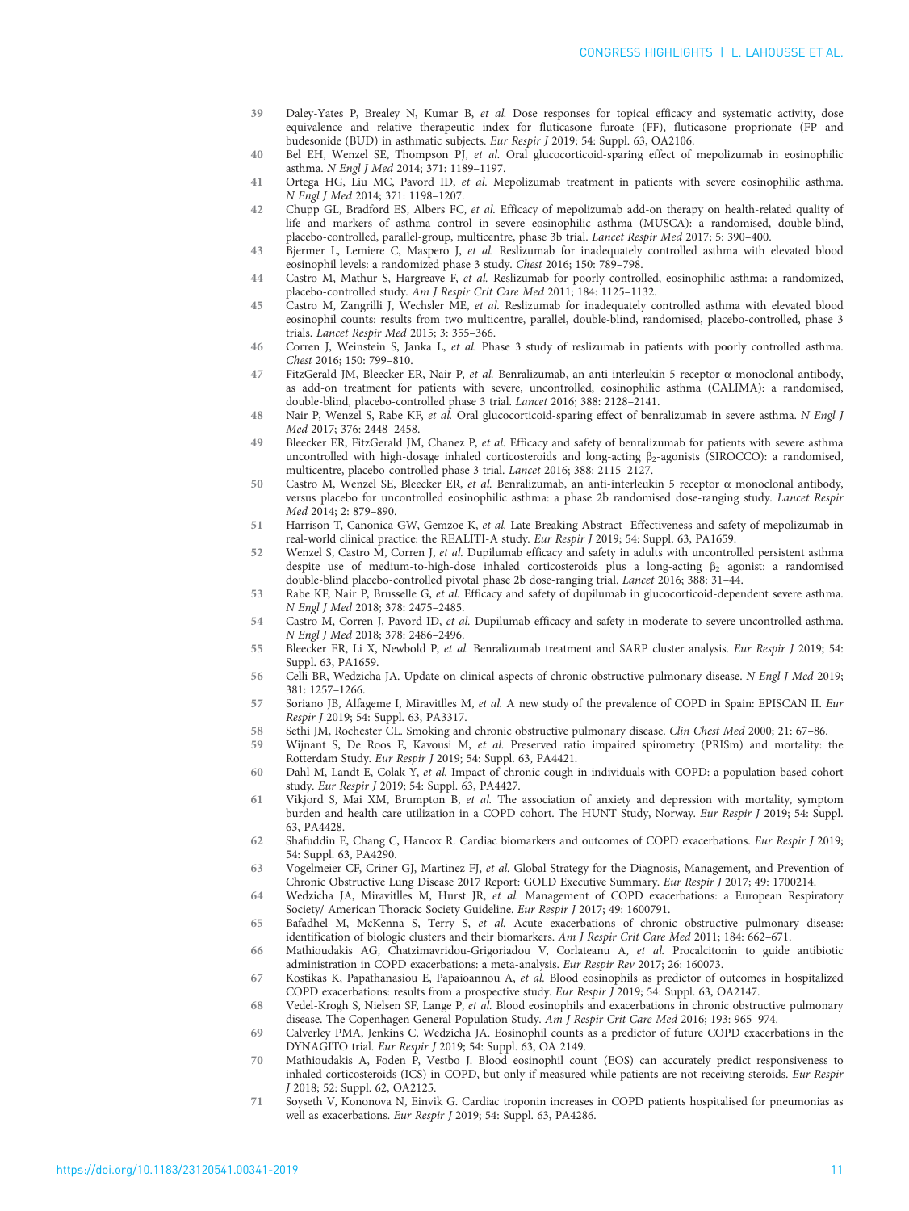39 Daley-Yates P, Brealey N, Kumar B, *et al.* Dose responses for topical efficacy and systematic activity, dose equivalence and relative therapeutic index for fluticasone furoate (FF), fluticasone proprionate (FP and budesonide (BUD) in asthmatic subjects. *Eur Respir J* 2019; 54: Suppl. 63, OA2106.

40 Bel EH, Wenzel SE, Thompson PJ, *et al.* Oral glucocorticoid-sparing effect of mepolizumab in eosinophilic asthma. *N Engl J Med* 2014; 371: 1189–1197.

41 Ortega HG, Liu MC, Pavord ID, *et al.* Mepolizumab treatment in patients with severe eosinophilic asthma. *N Engl J Med* 2014; 371: 1198–1207.

42 Chupp GL, Bradford ES, Albers FC, *et al.* Efficacy of mepolizumab add-on therapy on health-related quality of life and markers of asthma control in severe eosinophilic asthma (MUSCA): a randomised, double-blind, placebo-controlled, parallel-group, multicentre, phase 3b trial. *Lancet Respir Med* 2017; 5: 390–400.

43 Bjermer L, Lemiere C, Maspero J, *et al.* Reslizumab for inadequately controlled asthma with elevated blood eosinophil levels: a randomized phase 3 study. *Chest* 2016; 150: 789–798.

44 Castro M, Mathur S, Hargreave F, *et al.* Reslizumab for poorly controlled, eosinophilic asthma: a randomized, placebo-controlled study. *Am J Respir Crit Care Med* 2011; 184: 1125–1132.

45 Castro M, Zangrilli J, Wechsler ME, *et al.* Reslizumab for inadequately controlled asthma with elevated blood eosinophil counts: results from two multicentre, parallel, double-blind, randomised, placebo-controlled, phase 3 trials. *Lancet Respir Med* 2015; 3: 355–366.

46 Corren J, Weinstein S, Janka L, *et al.* Phase 3 study of reslizumab in patients with poorly controlled asthma. *Chest* 2016; 150: 799–810.

47 FitzGerald JM, Bleecker ER, Nair P, *et al.* Benralizumab, an anti-interleukin-5 receptor α monoclonal antibody, as add-on treatment for patients with severe, uncontrolled, eosinophilic asthma (CALIMA): a randomised, double-blind, placebo-controlled phase 3 trial. *Lancet* 2016; 388: 2128–2141.

48 Nair P, Wenzel S, Rabe KF, *et al.* Oral glucocorticoid-sparing effect of benralizumab in severe asthma. *N Engl J Med* 2017; 376: 2448–2458.

49 Bleecker ER, FitzGerald JM, Chanez P, *et al.* Efficacy and safety of benralizumab for patients with severe asthma uncontrolled with high-dosage inhaled corticosteroids and long-acting $\beta_2$-agonists (SIROCCO): a randomised, multicentre, placebo-controlled phase 3 trial. *Lancet* 2016; 388: 2115–2127.

50 Castro M, Wenzel SE, Bleecker ER, *et al.* Benralizumab, an anti-interleukin 5 receptor α monoclonal antibody, versus placebo for uncontrolled eosinophilic asthma: a phase 2b randomised dose-ranging study. *Lancet Respir Med* 2014; 2: 879–890.

51 Harrison T, Canonica GW, Gemzoe K, *et al.* Late Breaking Abstract- Effectiveness and safety of mepolizumab in real-world clinical practice: the REALITI-A study. *Eur Respir J* 2019; 54: Suppl. 63, PA1659.

52 Wenzel S, Castro M, Corren J, *et al.* Dupilumab efficacy and safety in adults with uncontrolled persistent asthma despite use of medium-to-high-dose inhaled corticosteroids plus a long-acting $\beta_2$ agonist: a randomised double-blind placebo-controlled pivotal phase 2b dose-ranging trial. *Lancet* 2016; 388: 31–44.

53 Rabe KF, Nair P, Brusselle G, *et al.* Efficacy and safety of dupilumab in glucocorticoid-dependent severe asthma. *N Engl J Med* 2018; 378: 2475–2485.

54 Castro M, Corren J, Pavord ID, *et al.* Dupilumab efficacy and safety in moderate-to-severe uncontrolled asthma. *N Engl J Med* 2018; 378: 2486–2496.

55 Bleecker ER, Li X, Newbold P, *et al.* Benralizumab treatment and SARP cluster analysis. *Eur Respir J* 2019; 54: Suppl. 63, PA1659.

56 Celli BR, Wedzicha JA. Update on clinical aspects of chronic obstructive pulmonary disease. *N Engl J Med* 2019; 381: 1257–1266.

57 Soriano JB, Alfageme I, Miravitlles M, *et al.* A new study of the prevalence of COPD in Spain: EPISCAN II. *Eur Respir J* 2019; 54: Suppl. 63, PA3317.

58 Sethi JM, Rochester CL. Smoking and chronic obstructive pulmonary disease. *Clin Chest Med* 2000; 21: 67–86.

59 Wijnant S, De Roos E, Kavousi M, *et al.* Preserved ratio impaired spirometry (PRISm) and mortality: the Rotterdam Study. *Eur Respir J* 2019; 54: Suppl. 63, PA4421.

60 Dahl M, Landt E, Colak Y, *et al.* Impact of chronic cough in individuals with COPD: a population-based cohort study. *Eur Respir J* 2019; 54: Suppl. 63, PA4427.

61 Vikjord S, Mai XM, Brumpton B, *et al.* The association of anxiety and depression with mortality, symptom burden and health care utilization in a COPD cohort. The HUNT Study, Norway. *Eur Respir J* 2019; 54: Suppl. 63, PA4428.

62 Shafuddin E, Chang C, Hancox R. Cardiac biomarkers and outcomes of COPD exacerbations. *Eur Respir J* 2019; 54: Suppl. 63, PA4290.

63 Vogelmeier CF, Criner GJ, Martinez FJ, *et al.* Global Strategy for the Diagnosis, Management, and Prevention of Chronic Obstructive Lung Disease 2017 Report: GOLD Executive Summary. *Eur Respir J* 2017; 49: 1700214.

64 Wedzicha JA, Miravitlles M, Hurst JR, *et al.* Management of COPD exacerbations: a European Respiratory Society/ American Thoracic Society Guideline. *Eur Respir J* 2017; 49: 1600791.

65 Bafadhel M, McKenna S, Terry S, *et al.* Acute exacerbations of chronic obstructive pulmonary disease: identification of biologic clusters and their biomarkers. *Am J Respir Crit Care Med* 2011; 184: 662–671.

66 Mathioudakis AG, Chatzimavridou-Grigoriadou V, Corlateanu A, *et al.* Procalcitonin to guide antibiotic administration in COPD exacerbations: a meta-analysis. *Eur Respir Rev* 2017; 26: 160073.

67 Kostikas K, Papathanasiou E, Papaioannou A, *et al.* Blood eosinophils as predictor of outcomes in hospitalized COPD exacerbations: results from a prospective study. *Eur Respir J* 2019; 54: Suppl. 63, OA2147.

68 Vedel-Krogh S, Nielsen SF, Lange P, *et al.* Blood eosinophils and exacerbations in chronic obstructive pulmonary disease. The Copenhagen General Population Study. *Am J Respir Crit Care Med* 2016; 193: 965–974.

69 Calverley PMA, Jenkins C, Wedzicha JA. Eosinophil counts as a predictor of future COPD exacerbations in the DYNAGITO trial. *Eur Respir J* 2019; 54: Suppl. 63, OA 2149.

70 Mathioudakis A, Foden P, Vestbo J. Blood eosinophil count (EOS) can accurately predict responsiveness to inhaled corticosteroids (ICS) in COPD, but only if measured while patients are not receiving steroids. *Eur Respir J* 2018; 52: Suppl. 62, OA2125.

71 Soyseth V, Kononova N, Einvik G. Cardiac troponin increases in COPD patients hospitalised for pneumonias as well as exacerbations. *Eur Respir J* 2019; 54: Suppl. 63, PA4286.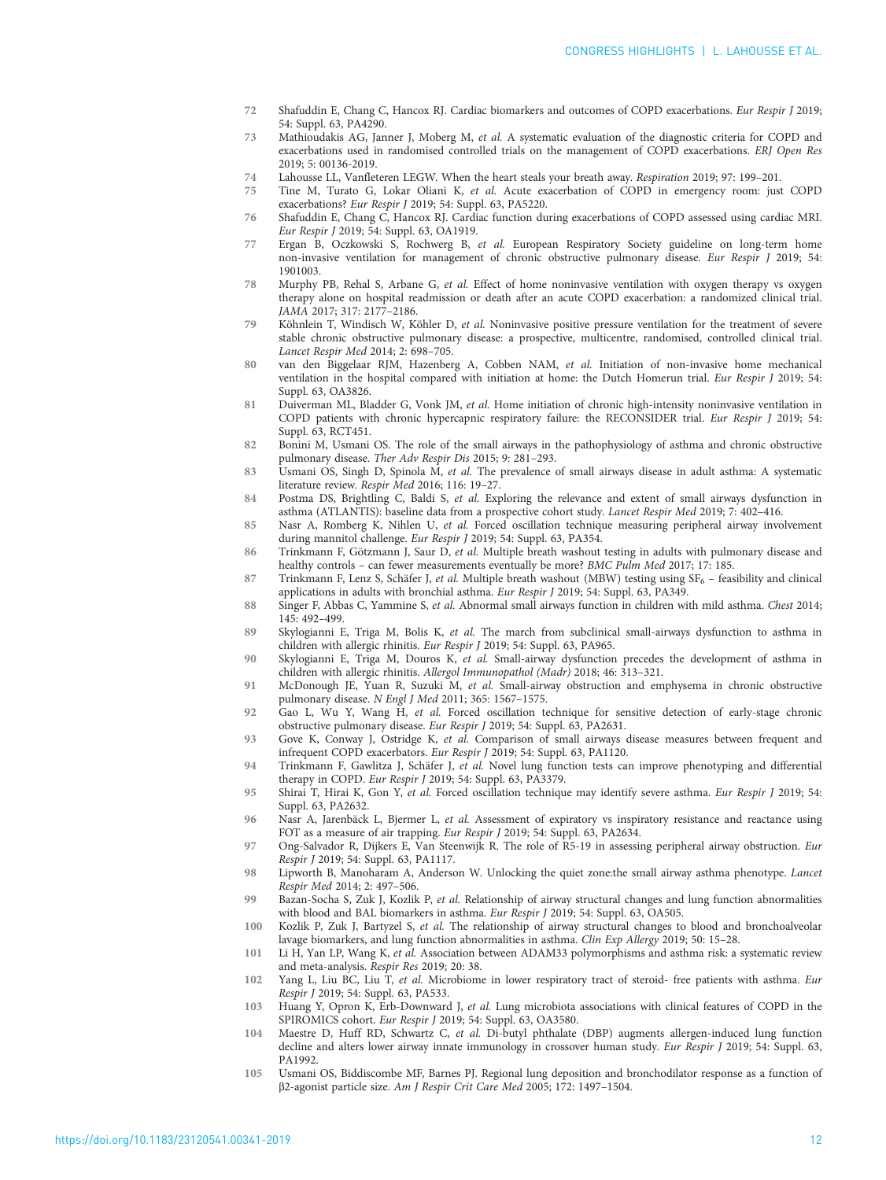72 Shafuddin E, Chang C, Hancox RJ. Cardiac biomarkers and outcomes of COPD exacerbations. *Eur Respir J* 2019; 54: Suppl. 63, PA4290.

73 Mathioudakis AG, Janner J, Moberg M, *et al.* A systematic evaluation of the diagnostic criteria for COPD and exacerbations used in randomised controlled trials on the management of COPD exacerbations. *ERJ Open Res* 2019; 5: 00136-2019.

74 Lahousse LL, Vanfleteren LEGW. When the heart steals your breath away. *Respiration* 2019; 97: 199–201.

75 Tine M, Turato G, Lokar Oliani K, *et al.* Acute exacerbation of COPD in emergency room: just COPD exacerbations? *Eur Respir J* 2019; 54: Suppl. 63, PA5220.

76 Shafuddin E, Chang C, Hancox RJ. Cardiac function during exacerbations of COPD assessed using cardiac MRI. *Eur Respir J* 2019; 54: Suppl. 63, OA1919.

77 Ergan B, Oczkowski S, Rochwerg B, *et al.* European Respiratory Society guideline on long-term home non-invasive ventilation for management of chronic obstructive pulmonary disease. *Eur Respir J* 2019; 54: 1901003.

78 Murphy PB, Rehal S, Arbane G, *et al.* Effect of home noninvasive ventilation with oxygen therapy vs oxygen therapy alone on hospital readmission or death after an acute COPD exacerbation: a randomized clinical trial. *JAMA* 2017; 317: 2177–2186.

79 Köhnlein T, Windisch W, Köhler D, *et al.* Noninvasive positive pressure ventilation for the treatment of severe stable chronic obstructive pulmonary disease: a prospective, multicentre, randomised, controlled clinical trial. *Lancet Respir Med* 2014; 2: 698–705.

80 van den Biggelaar RJM, Hazenberg A, Cobben NAM, *et al.* Initiation of non-invasive home mechanical ventilation in the hospital compared with initiation at home: the Dutch Homerun trial. *Eur Respir J* 2019; 54: Suppl. 63, OA3826.

81 Duiverman ML, Bladder G, Vonk JM, *et al.* Home initiation of chronic high-intensity noninvasive ventilation in COPD patients with chronic hypercapnic respiratory failure: the RECONSIDER trial. *Eur Respir J* 2019; 54: Suppl. 63, RCT451.

82 Bonini M, Usmani OS. The role of the small airways in the pathophysiology of asthma and chronic obstructive pulmonary disease. *Ther Adv Respir Dis* 2015; 9: 281–293.

83 Usmani OS, Singh D, Spinola M, *et al.* The prevalence of small airways disease in adult asthma: A systematic literature review. *Respir Med* 2016; 116: 19–27.

84 Postma DS, Brightling C, Baldi S, *et al.* Exploring the relevance and extent of small airways dysfunction in asthma (ATLANTIS): baseline data from a prospective cohort study. *Lancet Respir Med* 2019; 7: 402–416.

85 Nasr A, Romberg K, Nihlen U, *et al.* Forced oscillation technique measuring peripheral airway involvement during mannitol challenge. *Eur Respir J* 2019; 54: Suppl. 63, PA354.

86 Trinkmann F, Götzmann J, Saur D, *et al.* Multiple breath washout testing in adults with pulmonary disease and healthy controls – can fewer measurements eventually be more? *BMC Pulm Med* 2017; 17: 185.

87 Trinkmann F, Lenz S, Schäfer J, *et al.* Multiple breath washout (MBW) testing using $SF_6$ – feasibility and clinical applications in adults with bronchial asthma. *Eur Respir J* 2019; 54: Suppl. 63, PA349.

88 Singer F, Abbas C, Yammine S, *et al.* Abnormal small airways function in children with mild asthma. *Chest* 2014; 145: 492–499.

89 Skylogianni E, Triga M, Bolis K, *et al.* The march from subclinical small-airways dysfunction to asthma in children with allergic rhinitis. *Eur Respir J* 2019; 54: Suppl. 63, PA965.

90 Skylogianni E, Triga M, Douros K, *et al.* Small-airway dysfunction precedes the development of asthma in children with allergic rhinitis. *Allergol Immunopathol (Madr)* 2018; 46: 313–321.

91 McDonough JE, Yuan R, Suzuki M, *et al.* Small-airway obstruction and emphysema in chronic obstructive pulmonary disease. *N Engl J Med* 2011; 365: 1567–1575.

92 Gao L, Wu Y, Wang H, *et al.* Forced oscillation technique for sensitive detection of early-stage chronic obstructive pulmonary disease. *Eur Respir J* 2019; 54: Suppl. 63, PA2631.

93 Gove K, Conway J, Ostridge K, *et al.* Comparison of small airways disease measures between frequent and infrequent COPD exacerbators. *Eur Respir J* 2019; 54: Suppl. 63, PA1120.

94 Trinkmann F, Gawlitza J, Schäfer J, *et al.* Novel lung function tests can improve phenotyping and differential therapy in COPD. *Eur Respir J* 2019; 54: Suppl. 63, PA3379.

95 Shirai T, Hirai K, Gon Y, *et al.* Forced oscillation technique may identify severe asthma. *Eur Respir J* 2019; 54: Suppl. 63, PA2632.

96 Nasr A, Jarenbäck L, Bjermer L, *et al.* Assessment of expiratory *vs* inspiratory resistance and reactance using FOT as a measure of air trapping. *Eur Respir J* 2019; 54: Suppl. 63, PA2634.

97 Ong-Salvador R, Dijkers E, Van Steenwijk R. The role of R5-19 in assessing peripheral airway obstruction. *Eur Respir J* 2019; 54: Suppl. 63, PA1117.

98 Lipworth B, Manoharam A, Anderson W. Unlocking the quiet zone:the small airway asthma phenotype. *Lancet Respir Med* 2014; 2: 497–506.

99 Bazan-Socha S, Zuk J, Kozlik P, *et al.* Relationship of airway structural changes and lung function abnormalities with blood and BAL biomarkers in asthma. *Eur Respir J* 2019; 54: Suppl. 63, OA505.

100 Kozlik P, Zuk J, Bartyzel S, *et al.* The relationship of airway structural changes to blood and bronchoalveolar lavage biomarkers, and lung function abnormalities in asthma. *Clin Exp Allergy* 2019; 50: 15–28.

101 Li H, Yan LP, Wang K, *et al.* Association between ADAM33 polymorphisms and asthma risk: a systematic review and meta-analysis. *Respir Res* 2019; 20: 38.

102 Yang L, Liu BC, Liu T, *et al.* Microbiome in lower respiratory tract of steroid- free patients with asthma. *Eur Respir J* 2019; 54: Suppl. 63, PA533.

103 Huang Y, Opron K, Erb-Downward J, *et al.* Lung microbiota associations with clinical features of COPD in the SPIROMICS cohort. *Eur Respir J* 2019; 54: Suppl. 63, OA3580.

104 Maestre D, Huff RD, Schwartz C, *et al.* Di-butyl phthalate (DBP) augments allergen-induced lung function decline and alters lower airway innate immunology in crossover human study. *Eur Respir J* 2019; 54: Suppl. 63, PA1992.

105 Usmani OS, Biddiscombe MF, Barnes PJ. Regional lung deposition and bronchodilator response as a function of β2-agonist particle size. *Am J Respir Crit Care Med* 2005; 172: 1497–1504.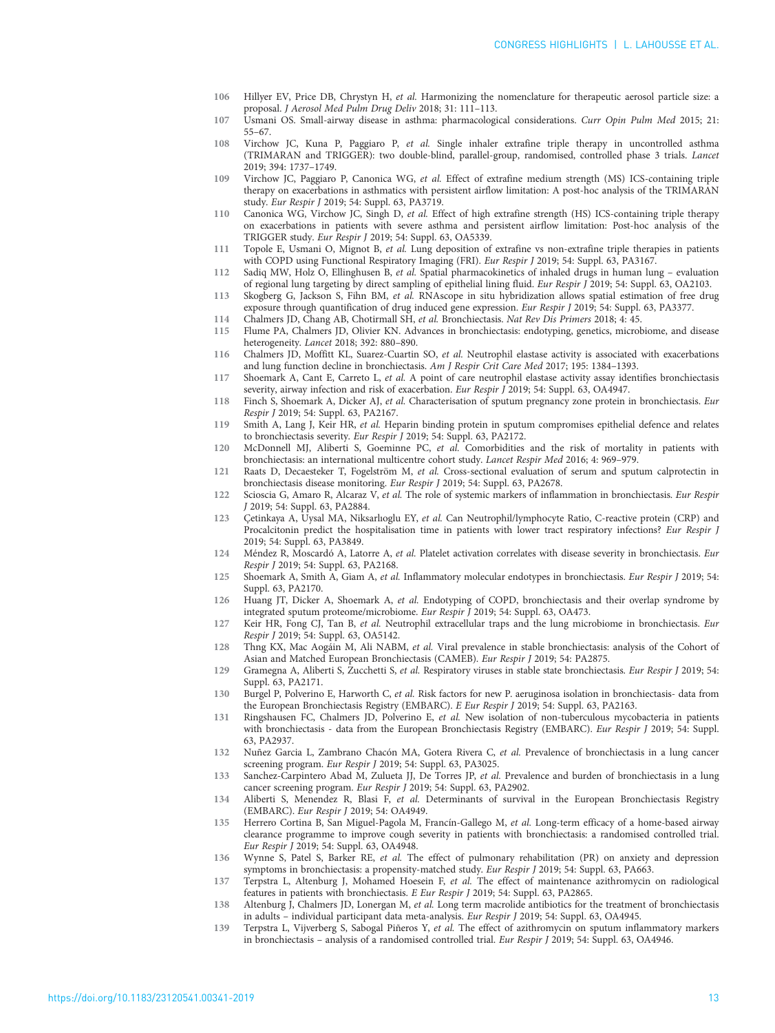106 Hillyer EV, Price DB, Chrystyn H, *et al.* Harmonizing the nomenclature for therapeutic aerosol particle size: a proposal. *J Aerosol Med Pulm Drug Deliv* 2018; 31: 111–113.

107 Usmani OS. Small-airway disease in asthma: pharmacological considerations. *Curr Opin Pulm Med* 2015; 21: 55–67.

108 Virchow JC, Kuna P, Paggiaro P, *et al.* Single inhaler extrafine triple therapy in uncontrolled asthma (TRIMARAN and TRIGGER): two double-blind, parallel-group, randomised, controlled phase 3 trials. *Lancet* 2019; 394: 1737–1749.

109 Virchow JC, Paggiaro P, Canonica WG, *et al.* Effect of extrafine medium strength (MS) ICS-containing triple therapy on exacerbations in asthmatics with persistent airflow limitation: A post-hoc analysis of the TRIMARAN study. *Eur Respir J* 2019; 54: Suppl. 63, PA3719.

110 Canonica WG, Virchow JC, Singh D, *et al.* Effect of high extrafine strength (HS) ICS-containing triple therapy on exacerbations in patients with severe asthma and persistent airflow limitation: Post-hoc analysis of the TRIGGER study. *Eur Respir J* 2019; 54: Suppl. 63, OA5339.

111 Topole E, Usmani O, Mignot B, *et al.* Lung deposition of extrafine vs non-extrafine triple therapies in patients with COPD using Functional Respiratory Imaging (FRI). *Eur Respir J* 2019; 54: Suppl. 63, PA3167.

112 Sadiq MW, Holz O, Ellinghusen B, *et al.* Spatial pharmacokinetics of inhaled drugs in human lung – evaluation of regional lung targeting by direct sampling of epithelial lining fluid. *Eur Respir J* 2019; 54: Suppl. 63, OA2103.

113 Skogberg G, Jackson S, Fihn BM, *et al.* RNAscope in situ hybridization allows spatial estimation of free drug exposure through quantification of drug induced gene expression. *Eur Respir J* 2019; 54: Suppl. 63, PA3377.

114 Chalmers JD, Chang AB, Chotirmall SH, *et al.* Bronchiectasis. *Nat Rev Dis Primers* 2018; 4: 45.

115 Flume PA, Chalmers JD, Olivier KN. Advances in bronchiectasis: endotyping, genetics, microbiome, and disease heterogeneity. *Lancet* 2018; 392: 880–890.

116 Chalmers JD, Moffitt KL, Suarez-Cuartin SO, *et al.* Neutrophil elastase activity is associated with exacerbations and lung function decline in bronchiectasis. *Am J Respir Crit Care Med* 2017; 195: 1384–1393.

117 Shoemark A, Cant E, Carreto L, *et al.* A point of care neutrophil elastase activity assay identifies bronchiectasis severity, airway infection and risk of exacerbation. *Eur Respir J* 2019; 54: Suppl. 63, OA4947.

118 Finch S, Shoemark A, Dicker AJ, *et al.* Characterisation of sputum pregnancy zone protein in bronchiectasis. *Eur Respir J* 2019; 54: Suppl. 63, PA2167.

119 Smith A, Lang J, Keir HR, *et al.* Heparin binding protein in sputum compromises epithelial defence and relates to bronchiectasis severity. *Eur Respir J* 2019; 54: Suppl. 63, PA2172.

120 McDonnell MJ, Aliberti S, Goeminne PC, *et al.* Comorbidities and the risk of mortality in patients with bronchiectasis: an international multicentre cohort study. *Lancet Respir Med* 2016; 4: 969–979.

121 Raats D, Decaesteker T, Fogelström M, *et al.* Cross-sectional evaluation of serum and sputum calprotectin in bronchiectasis disease monitoring. *Eur Respir J* 2019; 54: Suppl. 63, PA2678.

122 Scioscia G, Amaro R, Alcaraz V, *et al.* The role of systemic markers of inflammation in bronchiectasis. *Eur Respir J* 2019; 54: Suppl. 63, PA2884.

123 Çetinkaya A, Uysal MA, Niksarlıoglu EY, *et al.* Can Neutrophil/lymphocyte Ratio, C-reactive protein (CRP) and Procalcitonin predict the hospitalisation time in patients with lower tract respiratory infections? *Eur Respir J* 2019; 54: Suppl. 63, PA3849.

124 Méndez R, Moscardó A, Latorre A, *et al.* Platelet activation correlates with disease severity in bronchiectasis. *Eur Respir J* 2019; 54: Suppl. 63, PA2168.

125 Shoemark A, Smith A, Giam A, *et al.* Inflammatory molecular endotypes in bronchiectasis. *Eur Respir J* 2019; 54: Suppl. 63, PA2170.

126 Huang JT, Dicker A, Shoemark A, *et al.* Endotyping of COPD, bronchiectasis and their overlap syndrome by integrated sputum proteome/microbiome. *Eur Respir J* 2019; 54: Suppl. 63, OA473.

127 Keir HR, Fong CJ, Tan B, *et al.* Neutrophil extracellular traps and the lung microbiome in bronchiectasis. *Eur Respir J* 2019; 54: Suppl. 63, OA5142.

128 Thng KX, Mac Aogáin M, Ali NABM, *et al.* Viral prevalence in stable bronchiectasis: analysis of the Cohort of Asian and Matched European Bronchiectasis (CAMEB). *Eur Respir J* 2019; 54: PA2875.

129 Gramegna A, Aliberti S, Zucchetti S, *et al.* Respiratory viruses in stable state bronchiectasis. *Eur Respir J* 2019; 54: Suppl. 63, PA2171.

130 Burgel P, Polverino E, Harworth C, *et al.* Risk factors for new P. aeruginosa isolation in bronchiectasis- data from the European Bronchiectasis Registry (EMBARC). *E Eur Respir J* 2019; 54: Suppl. 63, PA2163.

131 Ringshausen FC, Chalmers JD, Polverino E, *et al.* New isolation of non-tuberculous mycobacteria in patients with bronchiectasis - data from the European Bronchiectasis Registry (EMBARC). *Eur Respir J* 2019; 54: Suppl. 63, PA2937.

132 Nuñez Garcia L, Zambrano Chacón MA, Gotera Rivera C, *et al.* Prevalence of bronchiectasis in a lung cancer screening program. *Eur Respir J* 2019; 54: Suppl. 63, PA3025.

133 Sanchez-Carpintero Abad M, Zulueta JJ, De Torres JP, *et al.* Prevalence and burden of bronchiectasis in a lung cancer screening program. *Eur Respir J* 2019; 54: Suppl. 63, PA2902.

134 Aliberti S, Menendez R, Blasi F, *et al.* Determinants of survival in the European Bronchiectasis Registry (EMBARC). *Eur Respir J* 2019; 54: OA4949.

135 Herrero Cortina B, San Miguel-Pagola M, Francín-Gallego M, *et al.* Long-term efficacy of a home-based airway clearance programme to improve cough severity in patients with bronchiectasis: a randomised controlled trial. *Eur Respir J* 2019; 54: Suppl. 63, OA4948.

136 Wynne S, Patel S, Barker RE, *et al.* The effect of pulmonary rehabilitation (PR) on anxiety and depression symptoms in bronchiectasis: a propensity-matched study. *Eur Respir J* 2019; 54: Suppl. 63, PA663.

137 Terpstra L, Altenburg J, Mohamed Hoesein F, *et al.* The effect of maintenance azithromycin on radiological features in patients with bronchiectasis. *E Eur Respir J* 2019; 54: Suppl. 63, PA2865.

138 Altenburg J, Chalmers JD, Lonergan M, *et al.* Long term macrolide antibiotics for the treatment of bronchiectasis in adults – individual participant data meta-analysis. *Eur Respir J* 2019; 54: Suppl. 63, OA4945.

139 Terpstra L, Vijverberg S, Sabogal Piñeros Y, *et al.* The effect of azithromycin on sputum inflammatory markers in bronchiectasis – analysis of a randomised controlled trial. *Eur Respir J* 2019; 54: Suppl. 63, OA4946.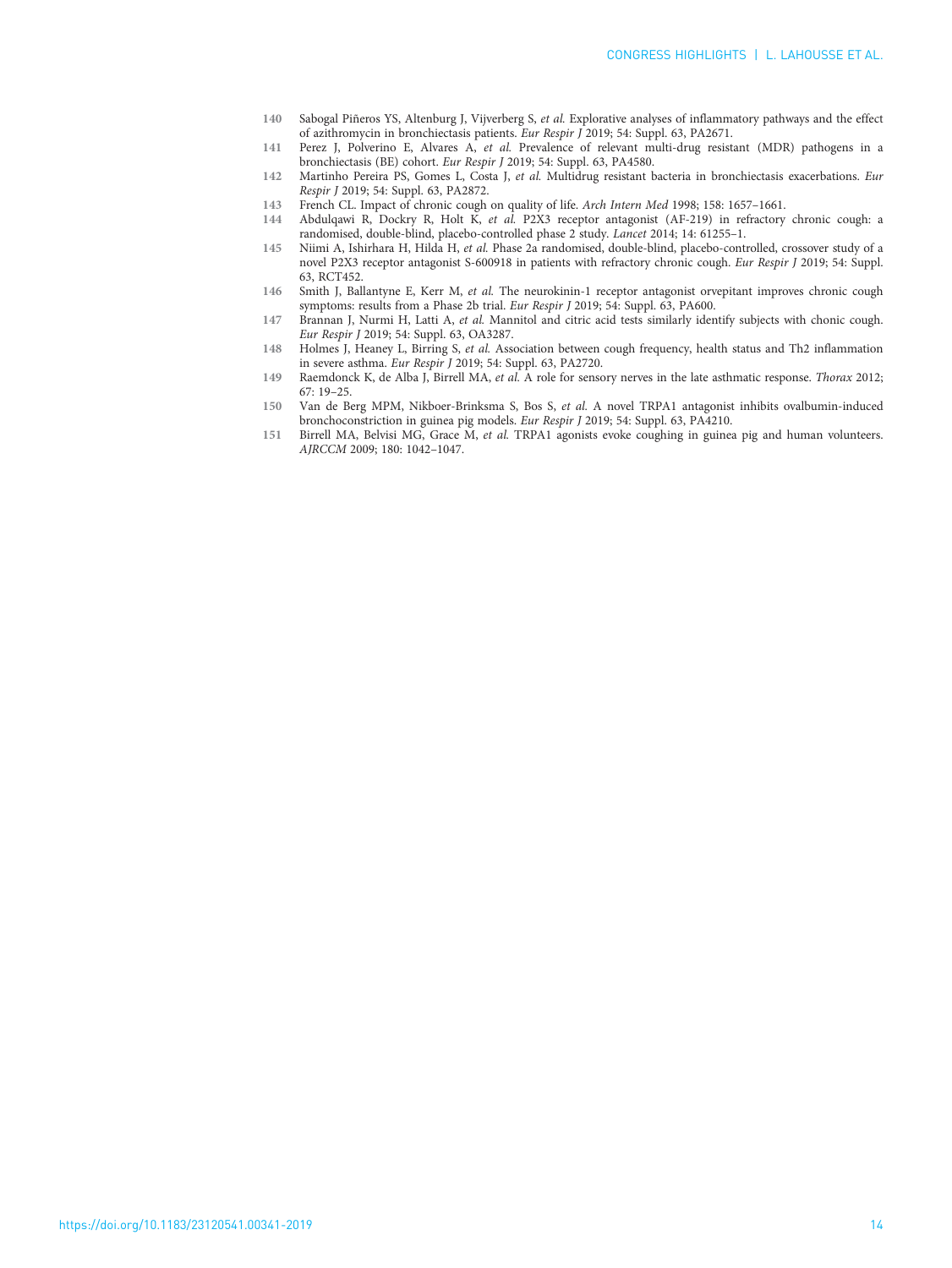140 Sabogal Piñeros YS, Altenburg J, Vijverberg S, *et al.* Explorative analyses of inflammatory pathways and the effect of azithromycin in bronchiectasis patients. *Eur Respir J* 2019; 54: Suppl. 63, PA2671.

141 Perez J, Polverino E, Alvares A, *et al.* Prevalence of relevant multi-drug resistant (MDR) pathogens in a bronchiectasis (BE) cohort. *Eur Respir J* 2019; 54: Suppl. 63, PA4580.

142 Martinho Pereira PS, Gomes L, Costa J, *et al.* Multidrug resistant bacteria in bronchiectasis exacerbations. *Eur Respir J* 2019; 54: Suppl. 63, PA2872.

143 French CL. Impact of chronic cough on quality of life. *Arch Intern Med* 1998; 158: 1657–1661.

144 Abdulqawi R, Dockry R, Holt K, *et al.* P2X3 receptor antagonist (AF-219) in refractory chronic cough: a randomised, double-blind, placebo-controlled phase 2 study. *Lancet* 2014; 14: 61255–1.

145 Niimi A, Ishirhara H, Hilda H, *et al.* Phase 2a randomised, double-blind, placebo-controlled, crossover study of a novel P2X3 receptor antagonist S-600918 in patients with refractory chronic cough. *Eur Respir J* 2019; 54: Suppl. 63, RCT452.

146 Smith J, Ballantyne E, Kerr M, *et al.* The neurokinin-1 receptor antagonist orvepitant improves chronic cough symptoms: results from a Phase 2b trial. *Eur Respir J* 2019; 54: Suppl. 63, PA600.

147 Brannan J, Nurmi H, Latti A, *et al.* Mannitol and citric acid tests similarly identify subjects with chonic cough. *Eur Respir J* 2019; 54: Suppl. 63, OA3287.

148 Holmes J, Heaney L, Birring S, *et al.* Association between cough frequency, health status and Th2 inflammation in severe asthma. *Eur Respir J* 2019; 54: Suppl. 63, PA2720.

149 Raemdonck K, de Alba J, Birrell MA, *et al.* A role for sensory nerves in the late asthmatic response. *Thorax* 2012; 67: 19–25.

150 Van de Berg MPM, Nikboer-Brinksma S, Bos S, *et al.* A novel TRPA1 antagonist inhibits ovalbumin-induced bronchoconstriction in guinea pig models. *Eur Respir J* 2019; 54: Suppl. 63, PA4210.

151 Birrell MA, Belvisi MG, Grace M, *et al.* TRPA1 agonists evoke coughing in guinea pig and human volunteers. *AJRCCM* 2009; 180: 1042–1047.